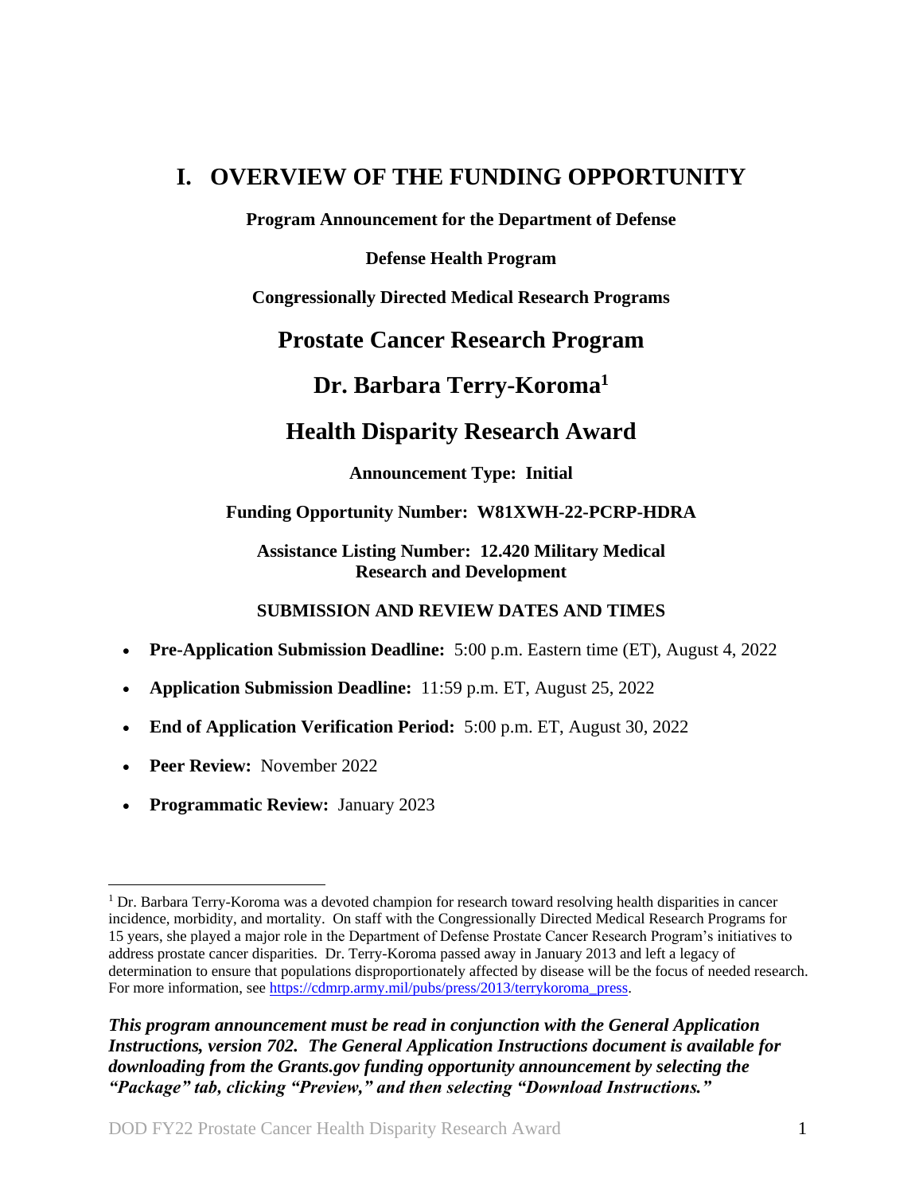# I. OVERVIEW OF THE FUNDING OPPORTUNITY

**Program Announcement for the Department of Defense**

**Defense Health Program**

**Congressionally Directed Medical Research Programs**

## Prostate Cancer Research Program

## Dr. Barbara Terry-Koroma[1]

## Health Disparity Research Award

**Announcement Type: Initial**

**Funding Opportunity Number: W81XWH-22-PCRP-HDRA**

**Assistance Listing Number: 12.420 Military Medical Research and Development**

**SUBMISSION AND REVIEW DATES AND TIMES**

- **Pre-Application Submission Deadline:** 5:00 p.m. Eastern time (ET), August 4, 2022
- **Application Submission Deadline:** 11:59 p.m. ET, August 25, 2022
- **End of Application Verification Period:** 5:00 p.m. ET, August 30, 2022
- **Peer Review:** November 2022
- **Programmatic Review:** January 2023

[1] Dr. Barbara Terry-Koroma was a devoted champion for research toward resolving health disparities in cancer incidence, morbidity, and mortality. On staff with the Congressionally Directed Medical Research Programs for 15 years, she played a major role in the Department of Defense Prostate Cancer Research Program's initiatives to address prostate cancer disparities. Dr. Terry-Koroma passed away in January 2013 and left a legacy of determination to ensure that populations disproportionately affected by disease will be the focus of needed research. For more information, see https://cdmrp.army.mil/pubs/press/2013/terrykoroma_press.

***This program announcement must be read in conjunction with the General Application Instructions, version 702. The General Application Instructions document is available for downloading from the Grants.gov funding opportunity announcement by selecting the "Package" tab, clicking "Preview," and then selecting "Download Instructions."***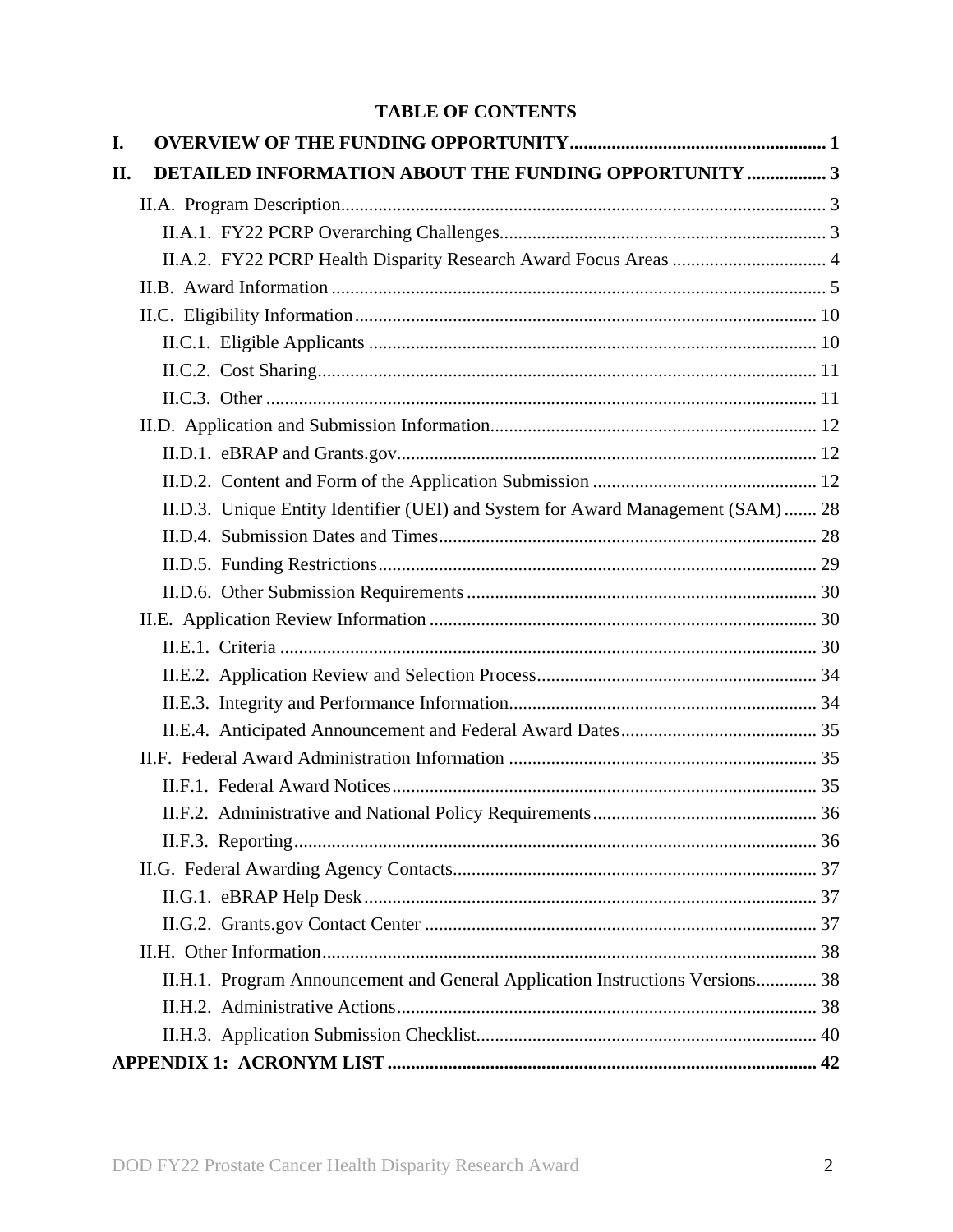## TABLE OF CONTENTS

**I. OVERVIEW OF THE FUNDING OPPORTUNITY....................................................... 1**

**II. DETAILED INFORMATION ABOUT THE FUNDING OPPORTUNITY ................. 3**

- II.A. Program Description...................................................................................................... 3
  - II.A.1. FY22 PCRP Overarching Challenges..................................................................... 3
  - II.A.2. FY22 PCRP Health Disparity Research Award Focus Areas ................................. 4
- II.B. Award Information ........................................................................................................ 5
- II.C. Eligibility Information.................................................................................................. 10
  - II.C.1. Eligible Applicants ............................................................................................... 10
  - II.C.2. Cost Sharing.......................................................................................................... 11
  - II.C.3. Other ..................................................................................................................... 11
- II.D. Application and Submission Information..................................................................... 12
  - II.D.1. eBRAP and Grants.gov......................................................................................... 12
  - II.D.2. Content and Form of the Application Submission ................................................ 12
  - II.D.3. Unique Entity Identifier (UEI) and System for Award Management (SAM)....... 28
  - II.D.4. Submission Dates and Times................................................................................ 28
  - II.D.5. Funding Restrictions............................................................................................. 29
  - II.D.6. Other Submission Requirements .......................................................................... 30
- II.E. Application Review Information .................................................................................. 30
  - II.E.1. Criteria .................................................................................................................. 30
  - II.E.2. Application Review and Selection Process........................................................... 34
  - II.E.3. Integrity and Performance Information................................................................. 34
  - II.E.4. Anticipated Announcement and Federal Award Dates.......................................... 35
- II.F. Federal Award Administration Information ................................................................. 35
  - II.F.1. Federal Award Notices........................................................................................... 35
  - II.F.2. Administrative and National Policy Requirements................................................ 36
  - II.F.3. Reporting................................................................................................................ 36
- II.G. Federal Awarding Agency Contacts............................................................................. 37
  - II.G.1. eBRAP Help Desk................................................................................................. 37
  - II.G.2. Grants.gov Contact Center .................................................................................... 37
- II.H. Other Information......................................................................................................... 38
  - II.H.1. Program Announcement and General Application Instructions Versions............. 38
  - II.H.2. Administrative Actions.......................................................................................... 38
  - II.H.3. Application Submission Checklist........................................................................ 40

**APPENDIX 1: ACRONYM LIST ............................................................................................ 42**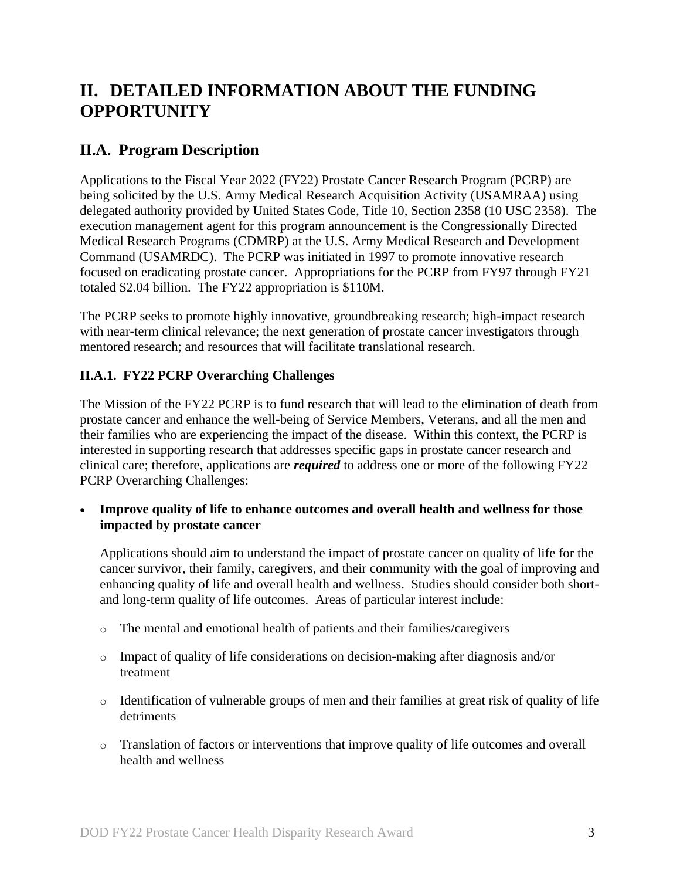# II. DETAILED INFORMATION ABOUT THE FUNDING OPPORTUNITY

## II.A. Program Description

Applications to the Fiscal Year 2022 (FY22) Prostate Cancer Research Program (PCRP) are being solicited by the U.S. Army Medical Research Acquisition Activity (USAMRAA) using delegated authority provided by United States Code, Title 10, Section 2358 (10 USC 2358). The execution management agent for this program announcement is the Congressionally Directed Medical Research Programs (CDMRP) at the U.S. Army Medical Research and Development Command (USAMRDC). The PCRP was initiated in 1997 to promote innovative research focused on eradicating prostate cancer. Appropriations for the PCRP from FY97 through FY21 totaled $2.04 billion. The FY22 appropriation is $110M.

The PCRP seeks to promote highly innovative, groundbreaking research; high-impact research with near-term clinical relevance; the next generation of prostate cancer investigators through mentored research; and resources that will facilitate translational research.

### II.A.1. FY22 PCRP Overarching Challenges

The Mission of the FY22 PCRP is to fund research that will lead to the elimination of death from prostate cancer and enhance the well-being of Service Members, Veterans, and all the men and their families who are experiencing the impact of the disease. Within this context, the PCRP is interested in supporting research that addresses specific gaps in prostate cancer research and clinical care; therefore, applications are ***required*** to address one or more of the following FY22 PCRP Overarching Challenges:

- **Improve quality of life to enhance outcomes and overall health and wellness for those impacted by prostate cancer**

  Applications should aim to understand the impact of prostate cancer on quality of life for the cancer survivor, their family, caregivers, and their community with the goal of improving and enhancing quality of life and overall health and wellness. Studies should consider both short- and long-term quality of life outcomes. Areas of particular interest include:

  - The mental and emotional health of patients and their families/caregivers
  - Impact of quality of life considerations on decision-making after diagnosis and/or treatment
  - Identification of vulnerable groups of men and their families at great risk of quality of life detriments
  - Translation of factors or interventions that improve quality of life outcomes and overall health and wellness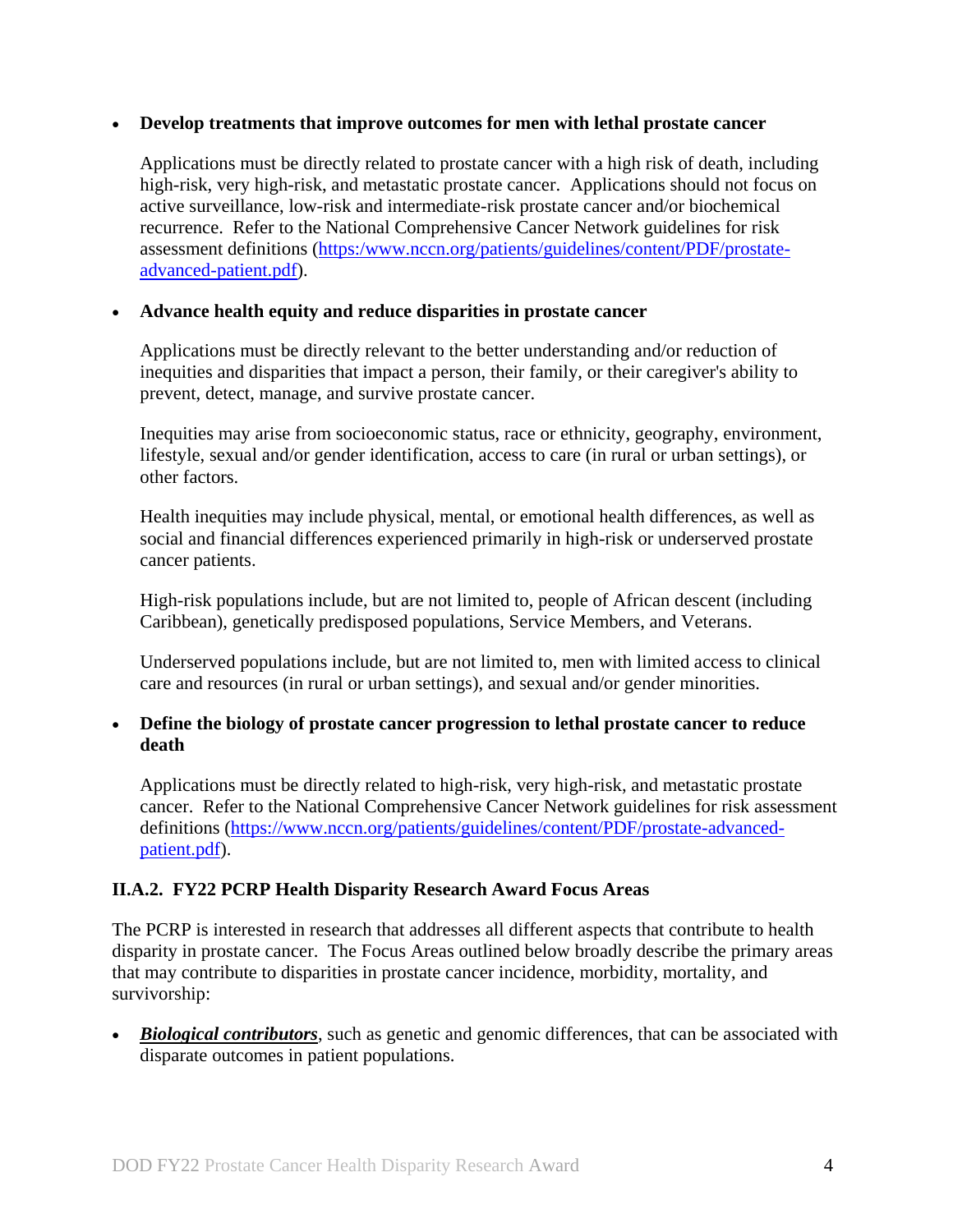- **Develop treatments that improve outcomes for men with lethal prostate cancer**

  Applications must be directly related to prostate cancer with a high risk of death, including high-risk, very high-risk, and metastatic prostate cancer. Applications should not focus on active surveillance, low-risk and intermediate-risk prostate cancer and/or biochemical recurrence. Refer to the National Comprehensive Cancer Network guidelines for risk assessment definitions (https:/www.nccn.org/patients/guidelines/content/PDF/prostate-advanced-patient.pdf).

- **Advance health equity and reduce disparities in prostate cancer**

  Applications must be directly relevant to the better understanding and/or reduction of inequities and disparities that impact a person, their family, or their caregiver's ability to prevent, detect, manage, and survive prostate cancer.

  Inequities may arise from socioeconomic status, race or ethnicity, geography, environment, lifestyle, sexual and/or gender identification, access to care (in rural or urban settings), or other factors.

  Health inequities may include physical, mental, or emotional health differences, as well as social and financial differences experienced primarily in high-risk or underserved prostate cancer patients.

  High-risk populations include, but are not limited to, people of African descent (including Caribbean), genetically predisposed populations, Service Members, and Veterans.

  Underserved populations include, but are not limited to, men with limited access to clinical care and resources (in rural or urban settings), and sexual and/or gender minorities.

- **Define the biology of prostate cancer progression to lethal prostate cancer to reduce death**

  Applications must be directly related to high-risk, very high-risk, and metastatic prostate cancer. Refer to the National Comprehensive Cancer Network guidelines for risk assessment definitions (https://www.nccn.org/patients/guidelines/content/PDF/prostate-advanced-patient.pdf).

### II.A.2. FY22 PCRP Health Disparity Research Award Focus Areas

The PCRP is interested in research that addresses all different aspects that contribute to health disparity in prostate cancer. The Focus Areas outlined below broadly describe the primary areas that may contribute to disparities in prostate cancer incidence, morbidity, mortality, and survivorship:

- ***<u>Biological contributors</u>***, such as genetic and genomic differences, that can be associated with disparate outcomes in patient populations.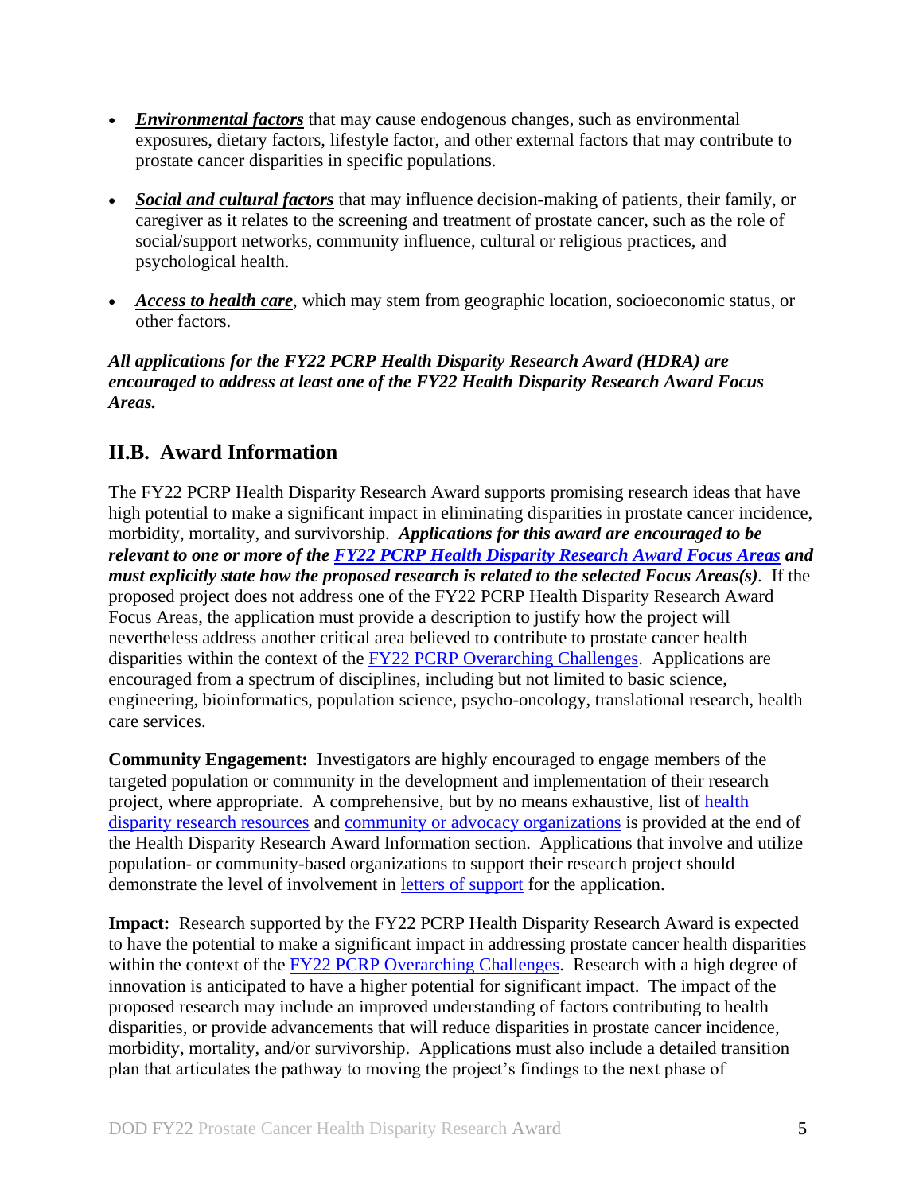- ***Environmental factors*** that may cause endogenous changes, such as environmental exposures, dietary factors, lifestyle factor, and other external factors that may contribute to prostate cancer disparities in specific populations.

- ***Social and cultural factors*** that may influence decision-making of patients, their family, or caregiver as it relates to the screening and treatment of prostate cancer, such as the role of social/support networks, community influence, cultural or religious practices, and psychological health.

- ***Access to health care***, which may stem from geographic location, socioeconomic status, or other factors.

***All applications for the FY22 PCRP Health Disparity Research Award (HDRA) are encouraged to address at least one of the FY22 Health Disparity Research Award Focus Areas.***

## II.B. Award Information

The FY22 PCRP Health Disparity Research Award supports promising research ideas that have high potential to make a significant impact in eliminating disparities in prostate cancer incidence, morbidity, mortality, and survivorship. ***Applications for this award are encouraged to be relevant to one or more of the FY22 PCRP Health Disparity Research Award Focus Areas and must explicitly state how the proposed research is related to the selected Focus Areas(s)***. If the proposed project does not address one of the FY22 PCRP Health Disparity Research Award Focus Areas, the application must provide a description to justify how the project will nevertheless address another critical area believed to contribute to prostate cancer health disparities within the context of the FY22 PCRP Overarching Challenges. Applications are encouraged from a spectrum of disciplines, including but not limited to basic science, engineering, bioinformatics, population science, psycho-oncology, translational research, health care services.

**Community Engagement:** Investigators are highly encouraged to engage members of the targeted population or community in the development and implementation of their research project, where appropriate. A comprehensive, but by no means exhaustive, list of health disparity research resources and community or advocacy organizations is provided at the end of the Health Disparity Research Award Information section. Applications that involve and utilize population- or community-based organizations to support their research project should demonstrate the level of involvement in letters of support for the application.

**Impact:** Research supported by the FY22 PCRP Health Disparity Research Award is expected to have the potential to make a significant impact in addressing prostate cancer health disparities within the context of the FY22 PCRP Overarching Challenges. Research with a high degree of innovation is anticipated to have a higher potential for significant impact. The impact of the proposed research may include an improved understanding of factors contributing to health disparities, or provide advancements that will reduce disparities in prostate cancer incidence, morbidity, mortality, and/or survivorship. Applications must also include a detailed transition plan that articulates the pathway to moving the project's findings to the next phase of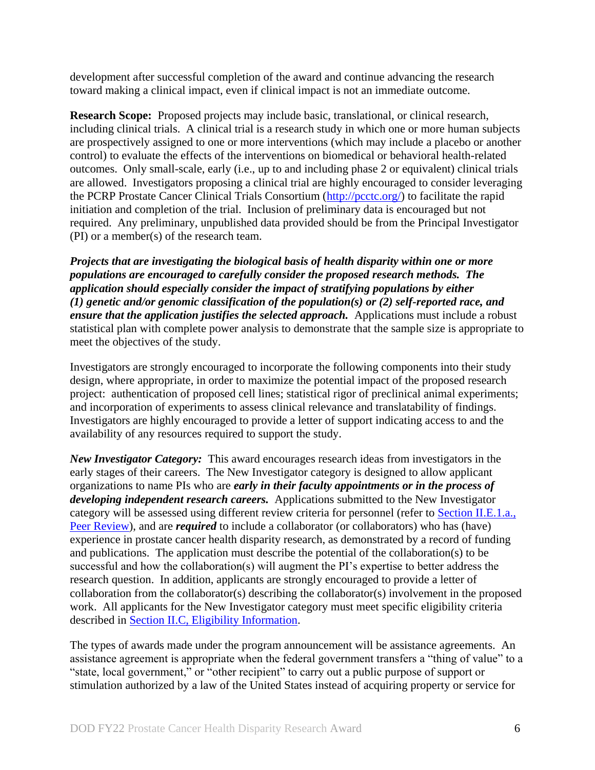development after successful completion of the award and continue advancing the research toward making a clinical impact, even if clinical impact is not an immediate outcome.

**Research Scope:** Proposed projects may include basic, translational, or clinical research, including clinical trials. A clinical trial is a research study in which one or more human subjects are prospectively assigned to one or more interventions (which may include a placebo or another control) to evaluate the effects of the interventions on biomedical or behavioral health-related outcomes. Only small-scale, early (i.e., up to and including phase 2 or equivalent) clinical trials are allowed. Investigators proposing a clinical trial are highly encouraged to consider leveraging the PCRP Prostate Cancer Clinical Trials Consortium ([http://pcctc.org/](http://pcctc.org/)) to facilitate the rapid initiation and completion of the trial. Inclusion of preliminary data is encouraged but not required. Any preliminary, unpublished data provided should be from the Principal Investigator (PI) or a member(s) of the research team.

***Projects that are investigating the biological basis of health disparity within one or more populations are encouraged to carefully consider the proposed research methods. The application should especially consider the impact of stratifying populations by either (1) genetic and/or genomic classification of the population(s) or (2) self-reported race, and ensure that the application justifies the selected approach.*** Applications must include a robust statistical plan with complete power analysis to demonstrate that the sample size is appropriate to meet the objectives of the study.

Investigators are strongly encouraged to incorporate the following components into their study design, where appropriate, in order to maximize the potential impact of the proposed research project: authentication of proposed cell lines; statistical rigor of preclinical animal experiments; and incorporation of experiments to assess clinical relevance and translatability of findings. Investigators are highly encouraged to provide a letter of support indicating access to and the availability of any resources required to support the study.

***New Investigator Category:*** This award encourages research ideas from investigators in the early stages of their careers. The New Investigator category is designed to allow applicant organizations to name PIs who are ***early in their faculty appointments or in the process of developing independent research careers.*** Applications submitted to the New Investigator category will be assessed using different review criteria for personnel (refer to Section II.E.1.a., Peer Review), and are ***required*** to include a collaborator (or collaborators) who has (have) experience in prostate cancer health disparity research, as demonstrated by a record of funding and publications. The application must describe the potential of the collaboration(s) to be successful and how the collaboration(s) will augment the PI's expertise to better address the research question. In addition, applicants are strongly encouraged to provide a letter of collaboration from the collaborator(s) describing the collaborator(s) involvement in the proposed work. All applicants for the New Investigator category must meet specific eligibility criteria described in Section II.C, Eligibility Information.

The types of awards made under the program announcement will be assistance agreements. An assistance agreement is appropriate when the federal government transfers a "thing of value" to a "state, local government," or "other recipient" to carry out a public purpose of support or stimulation authorized by a law of the United States instead of acquiring property or service for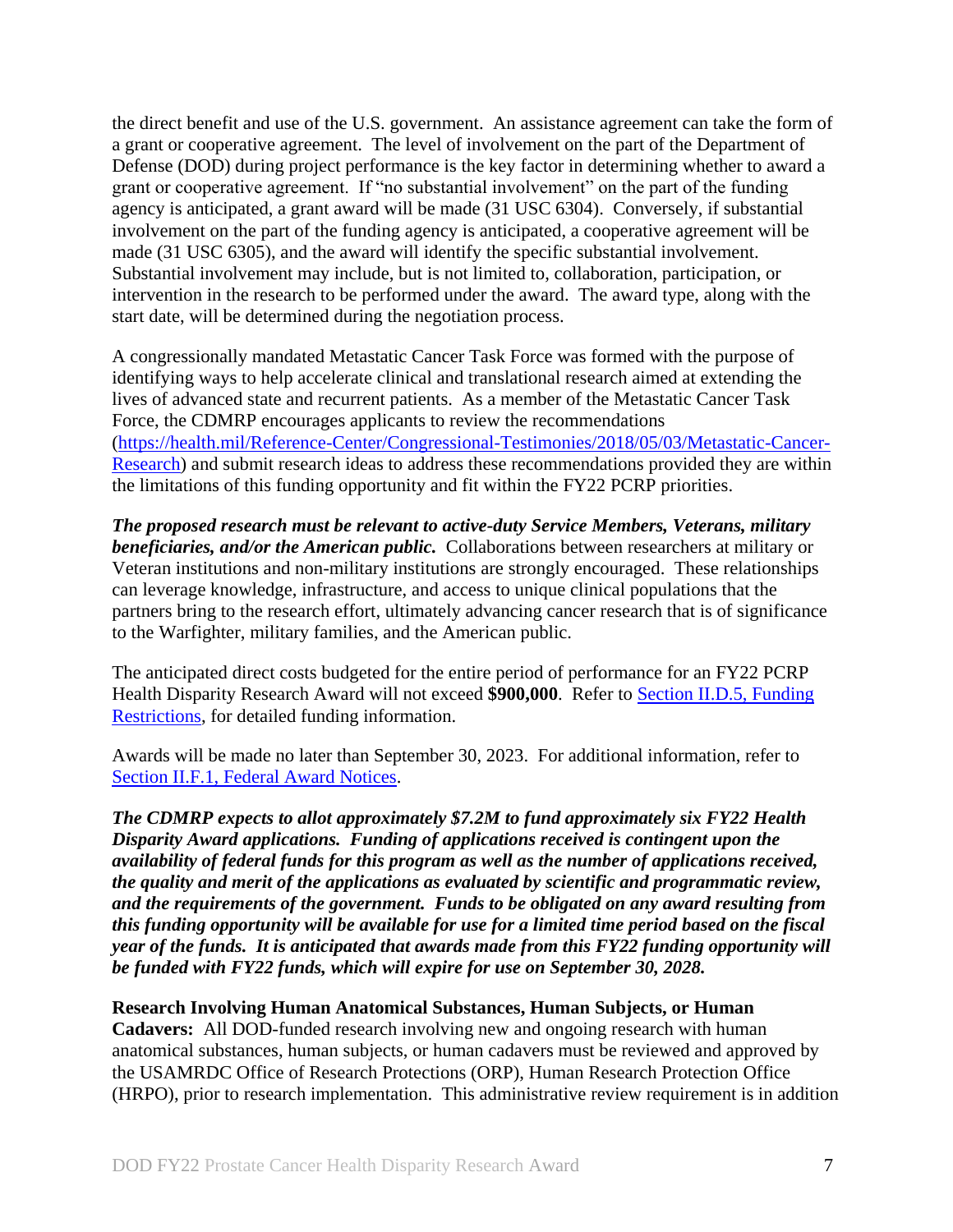the direct benefit and use of the U.S. government. An assistance agreement can take the form of a grant or cooperative agreement. The level of involvement on the part of the Department of Defense (DOD) during project performance is the key factor in determining whether to award a grant or cooperative agreement. If "no substantial involvement" on the part of the funding agency is anticipated, a grant award will be made (31 USC 6304). Conversely, if substantial involvement on the part of the funding agency is anticipated, a cooperative agreement will be made (31 USC 6305), and the award will identify the specific substantial involvement. Substantial involvement may include, but is not limited to, collaboration, participation, or intervention in the research to be performed under the award. The award type, along with the start date, will be determined during the negotiation process.

A congressionally mandated Metastatic Cancer Task Force was formed with the purpose of identifying ways to help accelerate clinical and translational research aimed at extending the lives of advanced state and recurrent patients. As a member of the Metastatic Cancer Task Force, the CDMRP encourages applicants to review the recommendations ([https://health.mil/Reference-Center/Congressional-Testimonies/2018/05/03/Metastatic-Cancer-Research](https://health.mil/Reference-Center/Congressional-Testimonies/2018/05/03/Metastatic-Cancer-Research)) and submit research ideas to address these recommendations provided they are within the limitations of this funding opportunity and fit within the FY22 PCRP priorities.

***The proposed research must be relevant to active-duty Service Members, Veterans, military beneficiaries, and/or the American public.*** Collaborations between researchers at military or Veteran institutions and non-military institutions are strongly encouraged. These relationships can leverage knowledge, infrastructure, and access to unique clinical populations that the partners bring to the research effort, ultimately advancing cancer research that is of significance to the Warfighter, military families, and the American public.

The anticipated direct costs budgeted for the entire period of performance for an FY22 PCRP Health Disparity Research Award will not exceed **$900,000**. Refer to Section II.D.5, Funding Restrictions, for detailed funding information.

Awards will be made no later than September 30, 2023. For additional information, refer to Section II.F.1, Federal Award Notices.

***The CDMRP expects to allot approximately $7.2M to fund approximately six FY22 Health Disparity Award applications. Funding of applications received is contingent upon the availability of federal funds for this program as well as the number of applications received, the quality and merit of the applications as evaluated by scientific and programmatic review, and the requirements of the government. Funds to be obligated on any award resulting from this funding opportunity will be available for use for a limited time period based on the fiscal year of the funds. It is anticipated that awards made from this FY22 funding opportunity will be funded with FY22 funds, which will expire for use on September 30, 2028.***

**Research Involving Human Anatomical Substances, Human Subjects, or Human Cadavers:** All DOD-funded research involving new and ongoing research with human anatomical substances, human subjects, or human cadavers must be reviewed and approved by the USAMRDC Office of Research Protections (ORP), Human Research Protection Office (HRPO), prior to research implementation. This administrative review requirement is in addition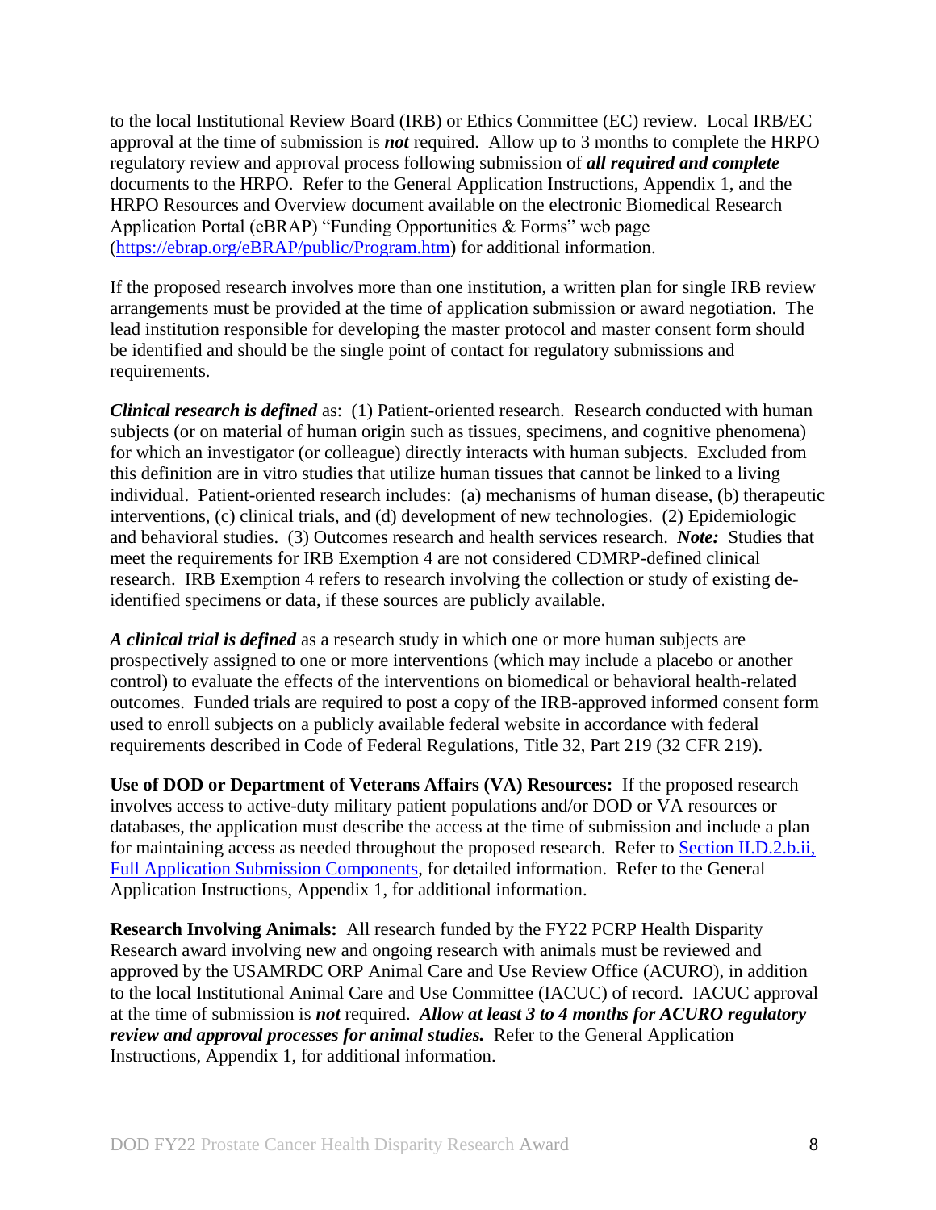to the local Institutional Review Board (IRB) or Ethics Committee (EC) review. Local IRB/EC approval at the time of submission is ***not*** required. Allow up to 3 months to complete the HRPO regulatory review and approval process following submission of ***all required and complete*** documents to the HRPO. Refer to the General Application Instructions, Appendix 1, and the HRPO Resources and Overview document available on the electronic Biomedical Research Application Portal (eBRAP) "Funding Opportunities & Forms" web page ([https://ebrap.org/eBRAP/public/Program.htm](https://ebrap.org/eBRAP/public/Program.htm)) for additional information.

If the proposed research involves more than one institution, a written plan for single IRB review arrangements must be provided at the time of application submission or award negotiation. The lead institution responsible for developing the master protocol and master consent form should be identified and should be the single point of contact for regulatory submissions and requirements.

***Clinical research is defined*** as: (1) Patient-oriented research. Research conducted with human subjects (or on material of human origin such as tissues, specimens, and cognitive phenomena) for which an investigator (or colleague) directly interacts with human subjects. Excluded from this definition are in vitro studies that utilize human tissues that cannot be linked to a living individual. Patient-oriented research includes: (a) mechanisms of human disease, (b) therapeutic interventions, (c) clinical trials, and (d) development of new technologies. (2) Epidemiologic and behavioral studies. (3) Outcomes research and health services research. ***Note:*** Studies that meet the requirements for IRB Exemption 4 are not considered CDMRP-defined clinical research. IRB Exemption 4 refers to research involving the collection or study of existing de-identified specimens or data, if these sources are publicly available.

***A clinical trial is defined*** as a research study in which one or more human subjects are prospectively assigned to one or more interventions (which may include a placebo or another control) to evaluate the effects of the interventions on biomedical or behavioral health-related outcomes. Funded trials are required to post a copy of the IRB-approved informed consent form used to enroll subjects on a publicly available federal website in accordance with federal requirements described in Code of Federal Regulations, Title 32, Part 219 (32 CFR 219).

**Use of DOD or Department of Veterans Affairs (VA) Resources:** If the proposed research involves access to active-duty military patient populations and/or DOD or VA resources or databases, the application must describe the access at the time of submission and include a plan for maintaining access as needed throughout the proposed research. Refer to Section II.D.2.b.ii, Full Application Submission Components, for detailed information. Refer to the General Application Instructions, Appendix 1, for additional information.

**Research Involving Animals:** All research funded by the FY22 PCRP Health Disparity Research award involving new and ongoing research with animals must be reviewed and approved by the USAMRDC ORP Animal Care and Use Review Office (ACURO), in addition to the local Institutional Animal Care and Use Committee (IACUC) of record. IACUC approval at the time of submission is ***not*** required. ***Allow at least 3 to 4 months for ACURO regulatory review and approval processes for animal studies.*** Refer to the General Application Instructions, Appendix 1, for additional information.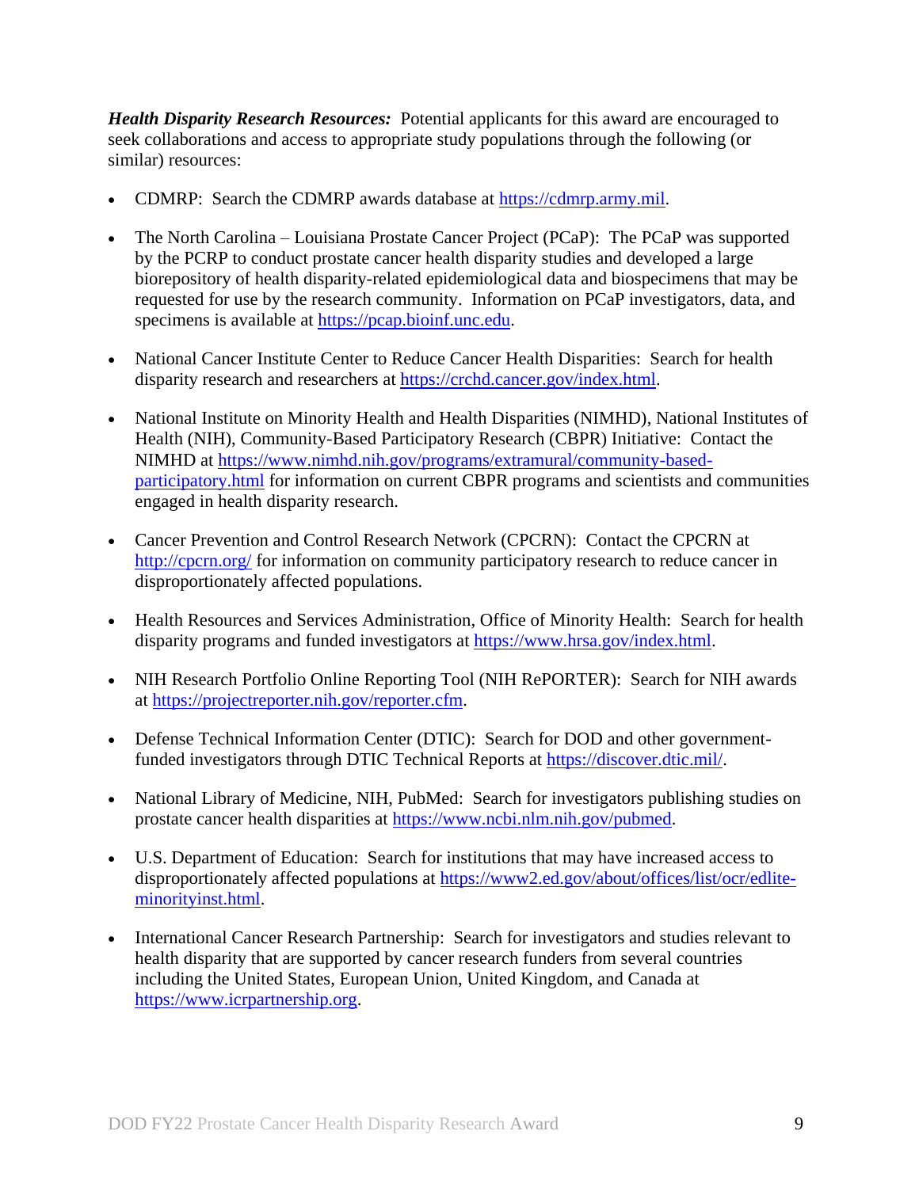***Health Disparity Research Resources:*** Potential applicants for this award are encouraged to seek collaborations and access to appropriate study populations through the following (or similar) resources:

- CDMRP: Search the CDMRP awards database at https://cdmrp.army.mil.
- The North Carolina – Louisiana Prostate Cancer Project (PCaP): The PCaP was supported by the PCRP to conduct prostate cancer health disparity studies and developed a large biorepository of health disparity-related epidemiological data and biospecimens that may be requested for use by the research community. Information on PCaP investigators, data, and specimens is available at https://pcap.bioinf.unc.edu.
- National Cancer Institute Center to Reduce Cancer Health Disparities: Search for health disparity research and researchers at https://crchd.cancer.gov/index.html.
- National Institute on Minority Health and Health Disparities (NIMHD), National Institutes of Health (NIH), Community-Based Participatory Research (CBPR) Initiative: Contact the NIMHD at https://www.nimhd.nih.gov/programs/extramural/community-based-participatory.html for information on current CBPR programs and scientists and communities engaged in health disparity research.
- Cancer Prevention and Control Research Network (CPCRN): Contact the CPCRN at http://cpcrn.org/ for information on community participatory research to reduce cancer in disproportionately affected populations.
- Health Resources and Services Administration, Office of Minority Health: Search for health disparity programs and funded investigators at https://www.hrsa.gov/index.html.
- NIH Research Portfolio Online Reporting Tool (NIH RePORTER): Search for NIH awards at https://projectreporter.nih.gov/reporter.cfm.
- Defense Technical Information Center (DTIC): Search for DOD and other government-funded investigators through DTIC Technical Reports at https://discover.dtic.mil/.
- National Library of Medicine, NIH, PubMed: Search for investigators publishing studies on prostate cancer health disparities at https://www.ncbi.nlm.nih.gov/pubmed.
- U.S. Department of Education: Search for institutions that may have increased access to disproportionately affected populations at https://www2.ed.gov/about/offices/list/ocr/edlite-minorityinst.html.
- International Cancer Research Partnership: Search for investigators and studies relevant to health disparity that are supported by cancer research funders from several countries including the United States, European Union, United Kingdom, and Canada at https://www.icrpartnership.org.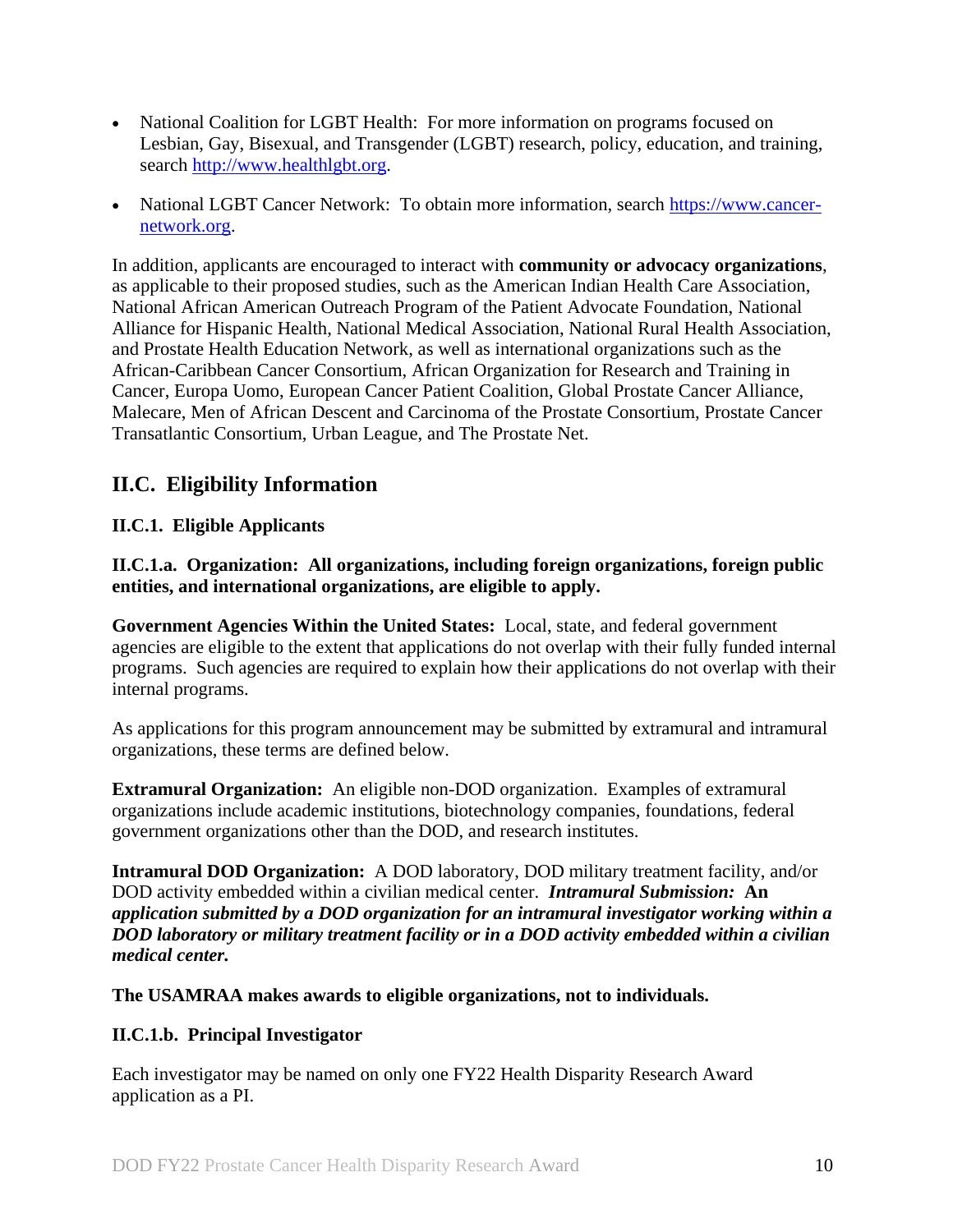- National Coalition for LGBT Health: For more information on programs focused on Lesbian, Gay, Bisexual, and Transgender (LGBT) research, policy, education, and training, search [http://www.healthlgbt.org](http://www.healthlgbt.org).
- National LGBT Cancer Network: To obtain more information, search [https://www.cancer-network.org](https://www.cancer-network.org).

In addition, applicants are encouraged to interact with **community or advocacy organizations**, as applicable to their proposed studies, such as the American Indian Health Care Association, National African American Outreach Program of the Patient Advocate Foundation, National Alliance for Hispanic Health, National Medical Association, National Rural Health Association, and Prostate Health Education Network, as well as international organizations such as the African-Caribbean Cancer Consortium, African Organization for Research and Training in Cancer, Europa Uomo, European Cancer Patient Coalition, Global Prostate Cancer Alliance, Malecare, Men of African Descent and Carcinoma of the Prostate Consortium, Prostate Cancer Transatlantic Consortium, Urban League, and The Prostate Net.

## II.C. Eligibility Information

### II.C.1. Eligible Applicants

#### II.C.1.a. Organization: All organizations, including foreign organizations, foreign public entities, and international organizations, are eligible to apply.

**Government Agencies Within the United States:** Local, state, and federal government agencies are eligible to the extent that applications do not overlap with their fully funded internal programs. Such agencies are required to explain how their applications do not overlap with their internal programs.

As applications for this program announcement may be submitted by extramural and intramural organizations, these terms are defined below.

**Extramural Organization:** An eligible non-DOD organization. Examples of extramural organizations include academic institutions, biotechnology companies, foundations, federal government organizations other than the DOD, and research institutes.

**Intramural DOD Organization:** A DOD laboratory, DOD military treatment facility, and/or DOD activity embedded within a civilian medical center. ***Intramural Submission:* An *application submitted by a DOD organization for an intramural investigator working within a DOD laboratory or military treatment facility or in a DOD activity embedded within a civilian medical center.***

**The USAMRAA makes awards to eligible organizations, not to individuals.**

#### II.C.1.b. Principal Investigator

Each investigator may be named on only one FY22 Health Disparity Research Award application as a PI.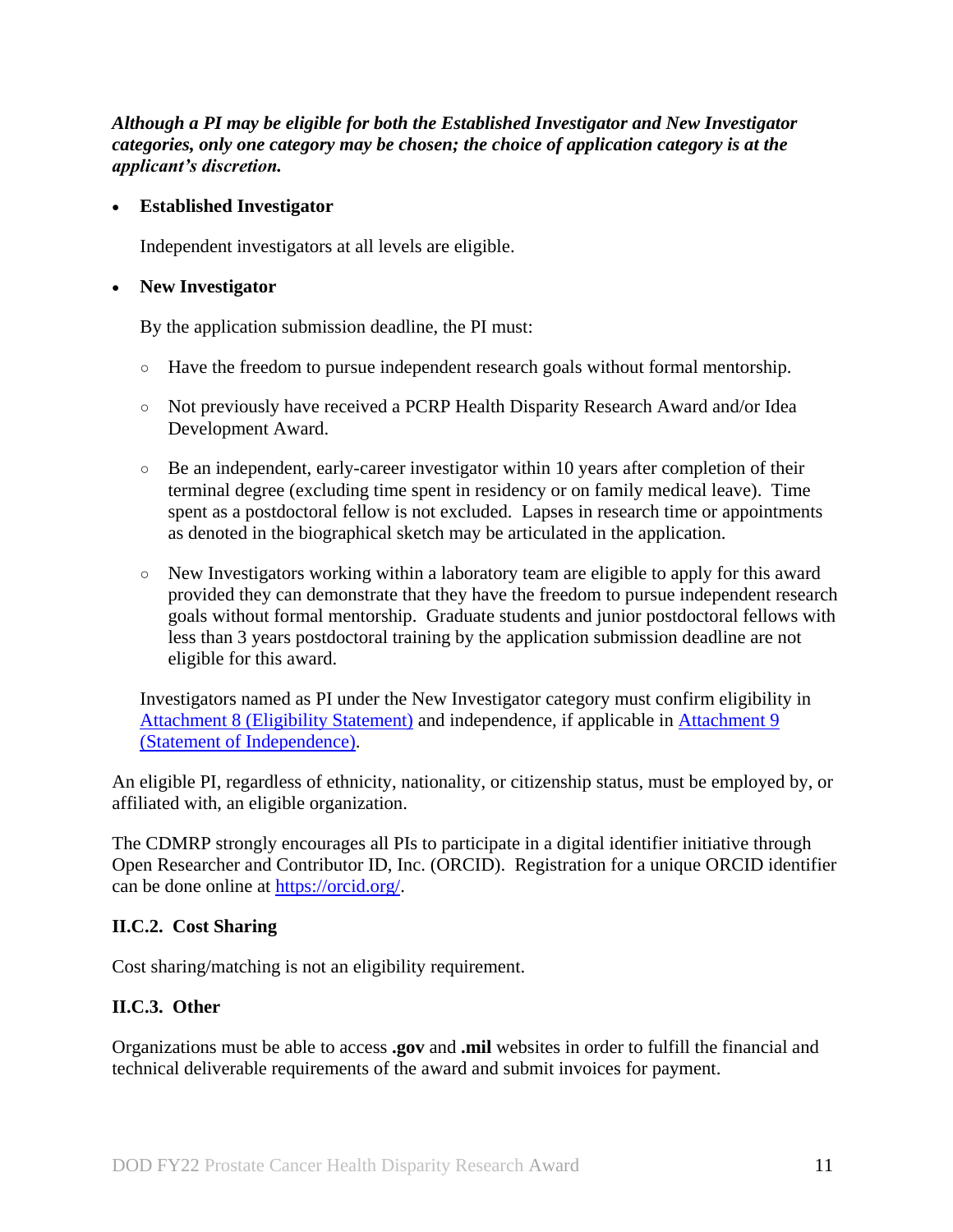***Although a PI may be eligible for both the Established Investigator and New Investigator categories, only one category may be chosen; the choice of application category is at the applicant's discretion.***

- **Established Investigator**

  Independent investigators at all levels are eligible.

- **New Investigator**

  By the application submission deadline, the PI must:

  - Have the freedom to pursue independent research goals without formal mentorship.
  - Not previously have received a PCRP Health Disparity Research Award and/or Idea Development Award.
  - Be an independent, early-career investigator within 10 years after completion of their terminal degree (excluding time spent in residency or on family medical leave). Time spent as a postdoctoral fellow is not excluded. Lapses in research time or appointments as denoted in the biographical sketch may be articulated in the application.
  - New Investigators working within a laboratory team are eligible to apply for this award provided they can demonstrate that they have the freedom to pursue independent research goals without formal mentorship. Graduate students and junior postdoctoral fellows with less than 3 years postdoctoral training by the application submission deadline are not eligible for this award.

  Investigators named as PI under the New Investigator category must confirm eligibility in [Attachment 8 (Eligibility Statement)]() and independence, if applicable in [Attachment 9 (Statement of Independence)]().

An eligible PI, regardless of ethnicity, nationality, or citizenship status, must be employed by, or affiliated with, an eligible organization.

The CDMRP strongly encourages all PIs to participate in a digital identifier initiative through Open Researcher and Contributor ID, Inc. (ORCID). Registration for a unique ORCID identifier can be done online at [https://orcid.org/](https://orcid.org/).

### II.C.2. Cost Sharing

Cost sharing/matching is not an eligibility requirement.

### II.C.3. Other

Organizations must be able to access **.gov** and **.mil** websites in order to fulfill the financial and technical deliverable requirements of the award and submit invoices for payment.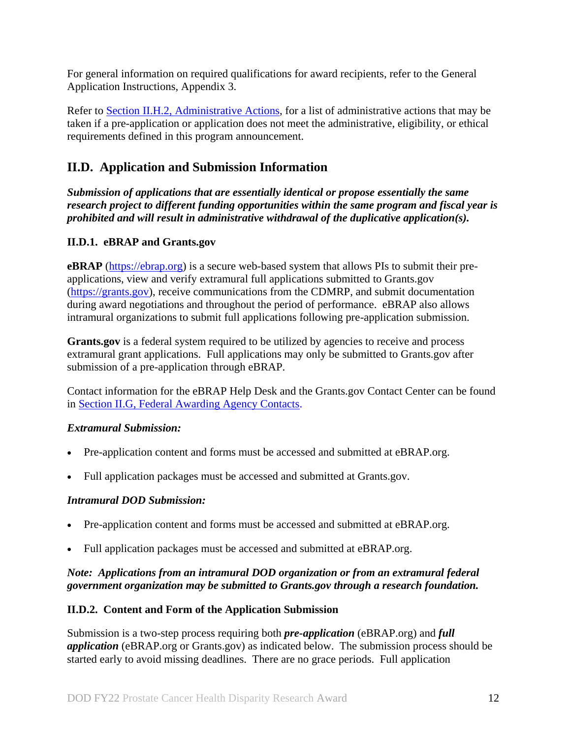For general information on required qualifications for award recipients, refer to the General Application Instructions, Appendix 3.

Refer to [Section II.H.2, Administrative Actions](#), for a list of administrative actions that may be taken if a pre-application or application does not meet the administrative, eligibility, or ethical requirements defined in this program announcement.

## II.D. Application and Submission Information

***Submission of applications that are essentially identical or propose essentially the same research project to different funding opportunities within the same program and fiscal year is prohibited and will result in administrative withdrawal of the duplicative application(s).***

### II.D.1. eBRAP and Grants.gov

**eBRAP** ([https://ebrap.org](https://ebrap.org)) is a secure web-based system that allows PIs to submit their pre-applications, view and verify extramural full applications submitted to Grants.gov ([https://grants.gov](https://grants.gov)), receive communications from the CDMRP, and submit documentation during award negotiations and throughout the period of performance. eBRAP also allows intramural organizations to submit full applications following pre-application submission.

**Grants.gov** is a federal system required to be utilized by agencies to receive and process extramural grant applications. Full applications may only be submitted to Grants.gov after submission of a pre-application through eBRAP.

Contact information for the eBRAP Help Desk and the Grants.gov Contact Center can be found in [Section II.G, Federal Awarding Agency Contacts](#).

***Extramural Submission:***

- Pre-application content and forms must be accessed and submitted at eBRAP.org.
- Full application packages must be accessed and submitted at Grants.gov.

***Intramural DOD Submission:***

- Pre-application content and forms must be accessed and submitted at eBRAP.org.
- Full application packages must be accessed and submitted at eBRAP.org.

***Note: Applications from an intramural DOD organization or from an extramural federal government organization may be submitted to Grants.gov through a research foundation.***

### II.D.2. Content and Form of the Application Submission

Submission is a two-step process requiring both ***pre-application*** (eBRAP.org) and ***full application*** (eBRAP.org or Grants.gov) as indicated below. The submission process should be started early to avoid missing deadlines. There are no grace periods. Full application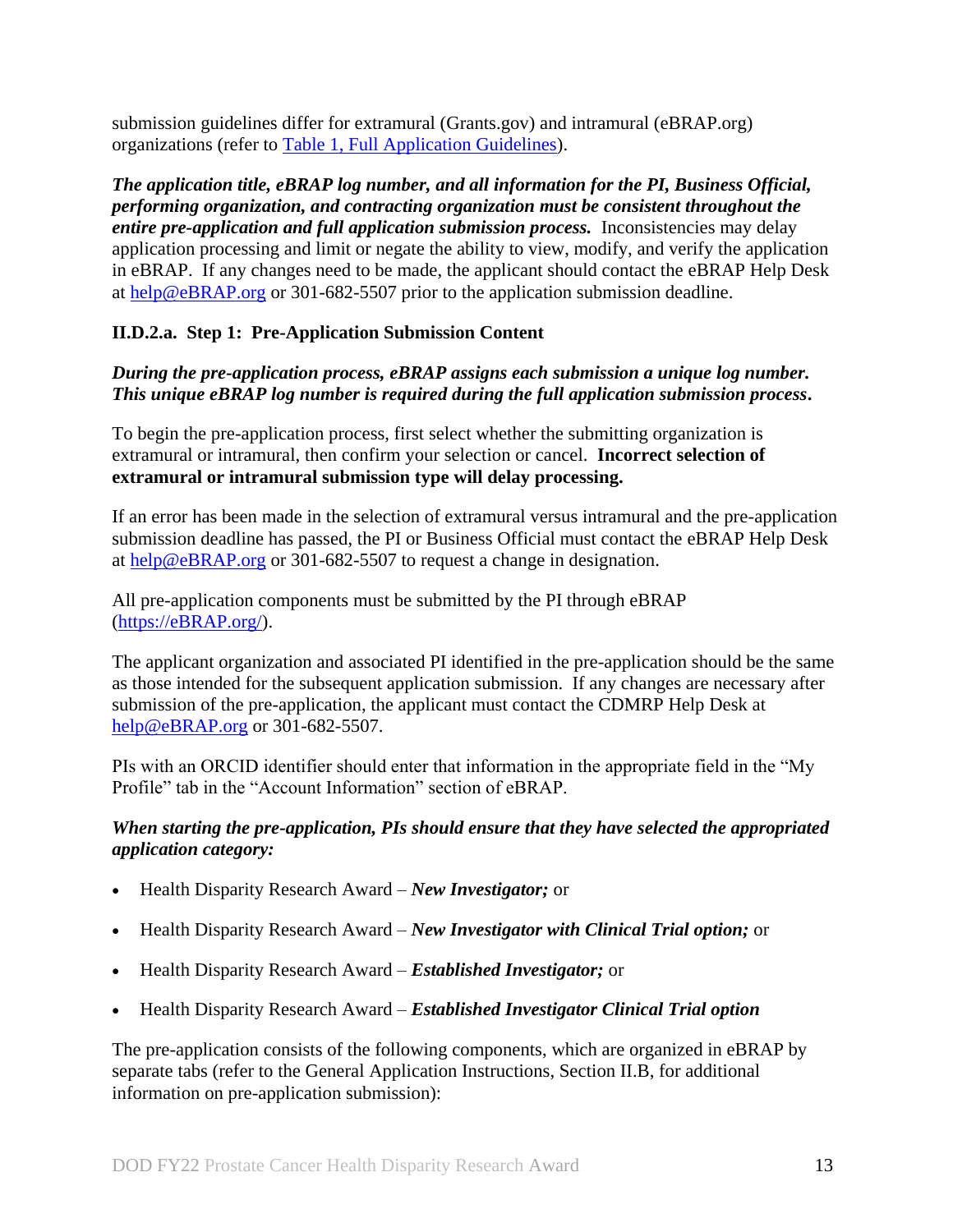submission guidelines differ for extramural (Grants.gov) and intramural (eBRAP.org) organizations (refer to [Table 1, Full Application Guidelines](#)).

***The application title, eBRAP log number, and all information for the PI, Business Official, performing organization, and contracting organization must be consistent throughout the entire pre-application and full application submission process.*** Inconsistencies may delay application processing and limit or negate the ability to view, modify, and verify the application in eBRAP. If any changes need to be made, the applicant should contact the eBRAP Help Desk at [help@eBRAP.org](mailto:help@eBRAP.org) or 301-682-5507 prior to the application submission deadline.

### II.D.2.a. Step 1: Pre-Application Submission Content

***During the pre-application process, eBRAP assigns each submission a unique log number. This unique eBRAP log number is required during the full application submission process.***

To begin the pre-application process, first select whether the submitting organization is extramural or intramural, then confirm your selection or cancel. **Incorrect selection of extramural or intramural submission type will delay processing.**

If an error has been made in the selection of extramural versus intramural and the pre-application submission deadline has passed, the PI or Business Official must contact the eBRAP Help Desk at [help@eBRAP.org](mailto:help@eBRAP.org) or 301-682-5507 to request a change in designation.

All pre-application components must be submitted by the PI through eBRAP ([https://eBRAP.org/](https://eBRAP.org/)).

The applicant organization and associated PI identified in the pre-application should be the same as those intended for the subsequent application submission. If any changes are necessary after submission of the pre-application, the applicant must contact the CDMRP Help Desk at [help@eBRAP.org](mailto:help@eBRAP.org) or 301-682-5507.

PIs with an ORCID identifier should enter that information in the appropriate field in the "My Profile" tab in the "Account Information" section of eBRAP.

***When starting the pre-application, PIs should ensure that they have selected the appropriated application category:***

- Health Disparity Research Award – ***New Investigator;*** or
- Health Disparity Research Award – ***New Investigator with Clinical Trial option;*** or
- Health Disparity Research Award – ***Established Investigator;*** or
- Health Disparity Research Award – ***Established Investigator Clinical Trial option***

The pre-application consists of the following components, which are organized in eBRAP by separate tabs (refer to the General Application Instructions, Section II.B, for additional information on pre-application submission):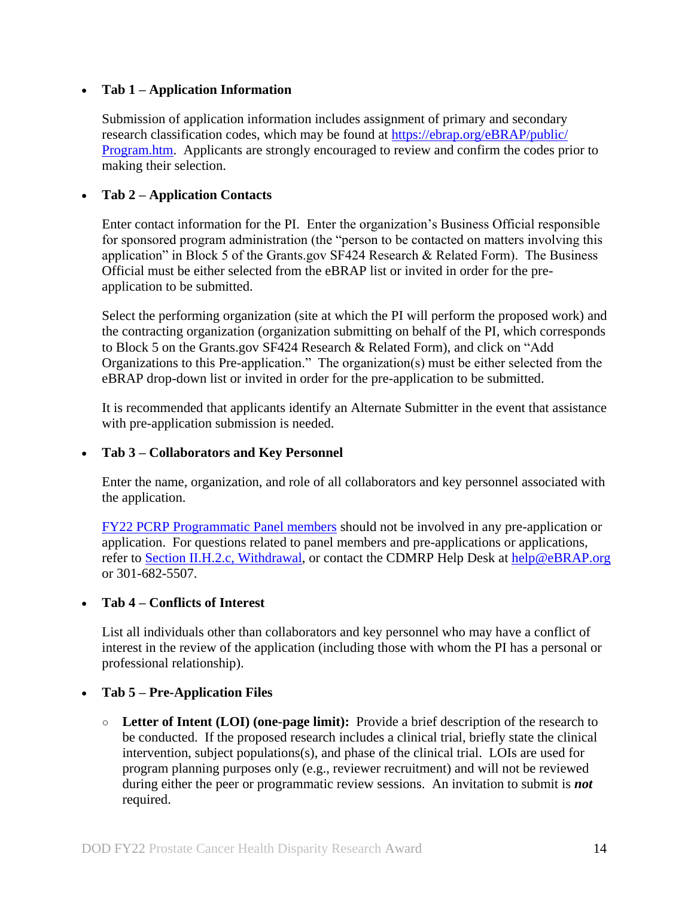- **Tab 1 – Application Information**

  Submission of application information includes assignment of primary and secondary research classification codes, which may be found at [https://ebrap.org/eBRAP/public/Program.htm](https://ebrap.org/eBRAP/public/Program.htm). Applicants are strongly encouraged to review and confirm the codes prior to making their selection.

- **Tab 2 – Application Contacts**

  Enter contact information for the PI. Enter the organization's Business Official responsible for sponsored program administration (the "person to be contacted on matters involving this application" in Block 5 of the Grants.gov SF424 Research & Related Form). The Business Official must be either selected from the eBRAP list or invited in order for the pre-application to be submitted.

  Select the performing organization (site at which the PI will perform the proposed work) and the contracting organization (organization submitting on behalf of the PI, which corresponds to Block 5 on the Grants.gov SF424 Research & Related Form), and click on "Add Organizations to this Pre-application." The organization(s) must be either selected from the eBRAP drop-down list or invited in order for the pre-application to be submitted.

  It is recommended that applicants identify an Alternate Submitter in the event that assistance with pre-application submission is needed.

- **Tab 3 – Collaborators and Key Personnel**

  Enter the name, organization, and role of all collaborators and key personnel associated with the application.

  FY22 PCRP Programmatic Panel members should not be involved in any pre-application or application. For questions related to panel members and pre-applications or applications, refer to Section II.H.2.c, Withdrawal, or contact the CDMRP Help Desk at help@eBRAP.org or 301-682-5507.

- **Tab 4 – Conflicts of Interest**

  List all individuals other than collaborators and key personnel who may have a conflict of interest in the review of the application (including those with whom the PI has a personal or professional relationship).

- **Tab 5 – Pre-Application Files**

  - **Letter of Intent (LOI) (one-page limit):** Provide a brief description of the research to be conducted. If the proposed research includes a clinical trial, briefly state the clinical intervention, subject populations(s), and phase of the clinical trial. LOIs are used for program planning purposes only (e.g., reviewer recruitment) and will not be reviewed during either the peer or programmatic review sessions. An invitation to submit is ***not*** required.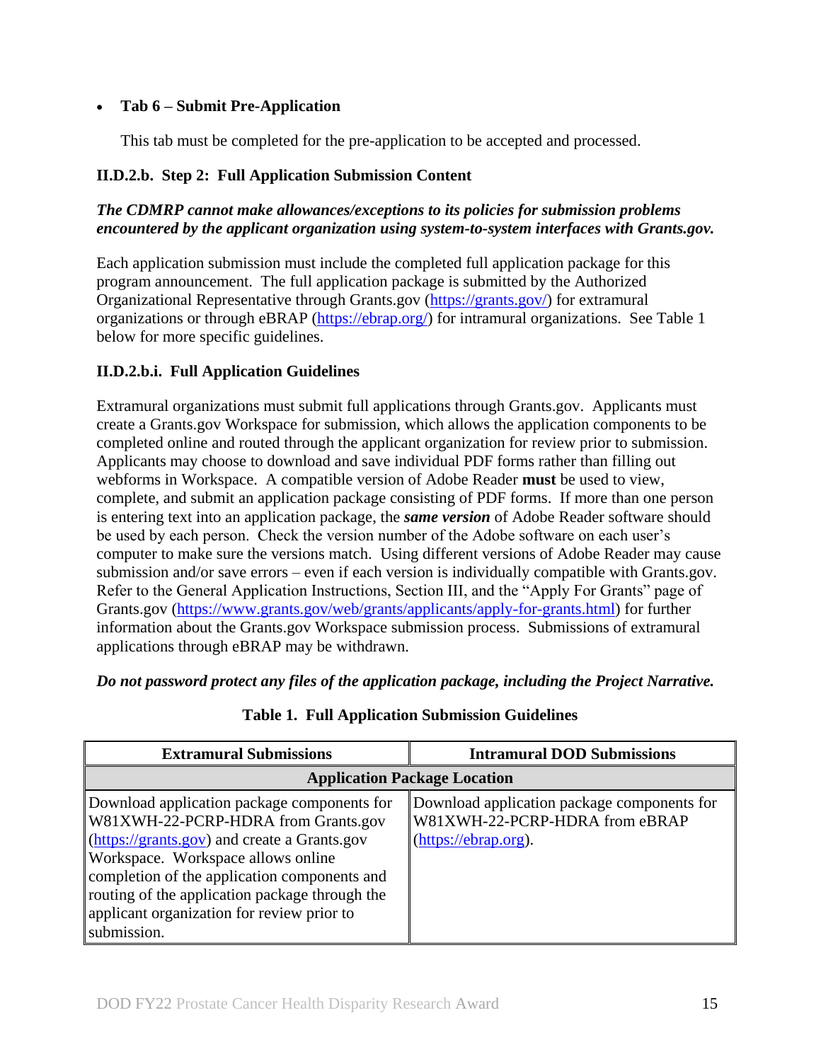- **Tab 6 – Submit Pre-Application**

  This tab must be completed for the pre-application to be accepted and processed.

### II.D.2.b. Step 2: Full Application Submission Content

***The CDMRP cannot make allowances/exceptions to its policies for submission problems encountered by the applicant organization using system-to-system interfaces with Grants.gov.***

Each application submission must include the completed full application package for this program announcement. The full application package is submitted by the Authorized Organizational Representative through Grants.gov (https://grants.gov/) for extramural organizations or through eBRAP (https://ebrap.org/) for intramural organizations. See Table 1 below for more specific guidelines.

### II.D.2.b.i. Full Application Guidelines

Extramural organizations must submit full applications through Grants.gov. Applicants must create a Grants.gov Workspace for submission, which allows the application components to be completed online and routed through the applicant organization for review prior to submission. Applicants may choose to download and save individual PDF forms rather than filling out webforms in Workspace. A compatible version of Adobe Reader **must** be used to view, complete, and submit an application package consisting of PDF forms. If more than one person is entering text into an application package, the ***same version*** of Adobe Reader software should be used by each person. Check the version number of the Adobe software on each user's computer to make sure the versions match. Using different versions of Adobe Reader may cause submission and/or save errors – even if each version is individually compatible with Grants.gov. Refer to the General Application Instructions, Section III, and the "Apply For Grants" page of Grants.gov (https://www.grants.gov/web/grants/applicants/apply-for-grants.html) for further information about the Grants.gov Workspace submission process. Submissions of extramural applications through eBRAP may be withdrawn.

***Do not password protect any files of the application package, including the Project Narrative.***

**Table 1. Full Application Submission Guidelines**

| Extramural Submissions | Intramural DOD Submissions |
|---|---|
| **Application Package Location** | |
| Download application package components for W81XWH-22-PCRP-HDRA from Grants.gov (https://grants.gov) and create a Grants.gov Workspace. Workspace allows online completion of the application components and routing of the application package through the applicant organization for review prior to submission. | Download application package components for W81XWH-22-PCRP-HDRA from eBRAP (https://ebrap.org). |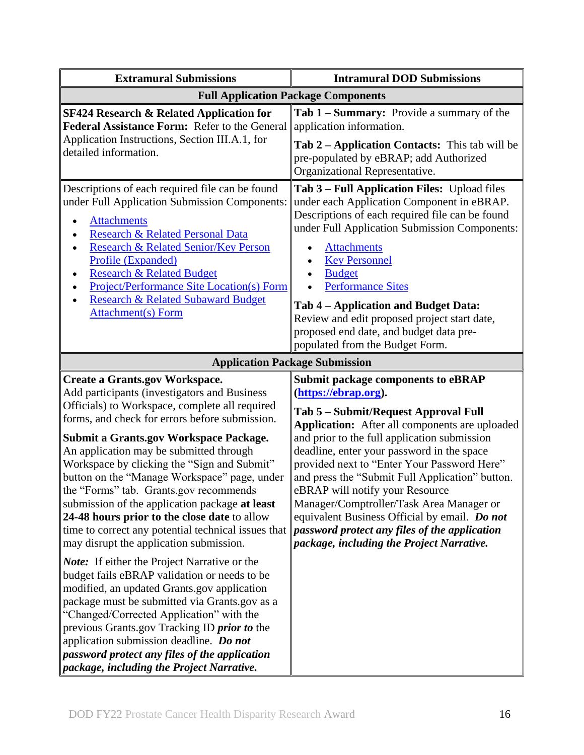| Extramural Submissions | Intramural DOD Submissions |
|---|---|
| **Full Application Package Components** | |
| **SF424 Research & Related Application for Federal Assistance Form:** Refer to the General Application Instructions, Section III.A.1, for detailed information. | **Tab 1 – Summary:** Provide a summary of the application information.<br><br>**Tab 2 – Application Contacts:** This tab will be pre-populated by eBRAP; add Authorized Organizational Representative. |
| Descriptions of each required file can be found under Full Application Submission Components:<br><br>• Attachments<br>• Research & Related Personal Data<br>• Research & Related Senior/Key Person Profile (Expanded)<br>• Research & Related Budget<br>• Project/Performance Site Location(s) Form<br>• Research & Related Subaward Budget Attachment(s) Form | **Tab 3 – Full Application Files:** Upload files under each Application Component in eBRAP. Descriptions of each required file can be found under Full Application Submission Components:<br><br>• Attachments<br>• Key Personnel<br>• Budget<br>• Performance Sites<br><br>**Tab 4 – Application and Budget Data:** Review and edit proposed project start date, proposed end date, and budget data pre-populated from the Budget Form. |
| **Application Package Submission** | |
| **Create a Grants.gov Workspace.** Add participants (investigators and Business Officials) to Workspace, complete all required forms, and check for errors before submission.<br><br>**Submit a Grants.gov Workspace Package.** An application may be submitted through Workspace by clicking the "Sign and Submit" button on the "Manage Workspace" page, under the "Forms" tab. Grants.gov recommends submission of the application package **at least 24-48 hours prior to the close date** to allow time to correct any potential technical issues that may disrupt the application submission.<br><br>***Note:*** If either the Project Narrative or the budget fails eBRAP validation or needs to be modified, an updated Grants.gov application package must be submitted via Grants.gov as a "Changed/Corrected Application" with the previous Grants.gov Tracking ID ***prior to*** the application submission deadline. ***Do not password protect any files of the application package, including the Project Narrative.*** | **Submit package components to eBRAP (https://ebrap.org).**<br><br>**Tab 5 – Submit/Request Approval Full Application:** After all components are uploaded and prior to the full application submission deadline, enter your password in the space provided next to "Enter Your Password Here" and press the "Submit Full Application" button. eBRAP will notify your Resource Manager/Comptroller/Task Area Manager or equivalent Business Official by email. ***Do not password protect any files of the application package, including the Project Narrative.*** |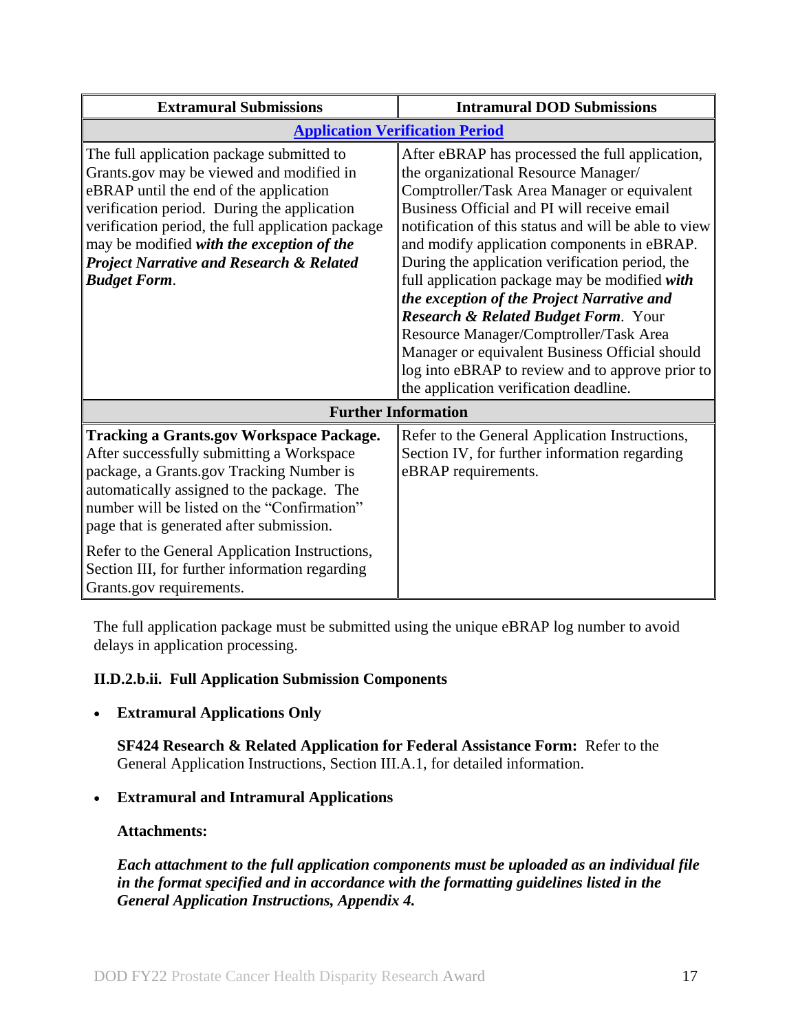| Extramural Submissions | Intramural DOD Submissions |
| --- | --- |
| **[Application Verification Period](#)** | |
| The full application package submitted to Grants.gov may be viewed and modified in eBRAP until the end of the application verification period. During the application verification period, the full application package may be modified ***with the exception of the Project Narrative and Research & Related Budget Form***. | After eBRAP has processed the full application, the organizational Resource Manager/ Comptroller/Task Area Manager or equivalent Business Official and PI will receive email notification of this status and will be able to view and modify application components in eBRAP. During the application verification period, the full application package may be modified ***with the exception of the Project Narrative and Research & Related Budget Form***. Your Resource Manager/Comptroller/Task Area Manager or equivalent Business Official should log into eBRAP to review and to approve prior to the application verification deadline. |
| **Further Information** | |
| **Tracking a Grants.gov Workspace Package.** After successfully submitting a Workspace package, a Grants.gov Tracking Number is automatically assigned to the package. The number will be listed on the "Confirmation" page that is generated after submission.<br><br>Refer to the General Application Instructions, Section III, for further information regarding Grants.gov requirements. | Refer to the General Application Instructions, Section IV, for further information regarding eBRAP requirements. |

The full application package must be submitted using the unique eBRAP log number to avoid delays in application processing.

#### II.D.2.b.ii. Full Application Submission Components

- **Extramural Applications Only**

  **SF424 Research & Related Application for Federal Assistance Form:** Refer to the General Application Instructions, Section III.A.1, for detailed information.

- **Extramural and Intramural Applications**

  **Attachments:**

  ***Each attachment to the full application components must be uploaded as an individual file in the format specified and in accordance with the formatting guidelines listed in the General Application Instructions, Appendix 4.***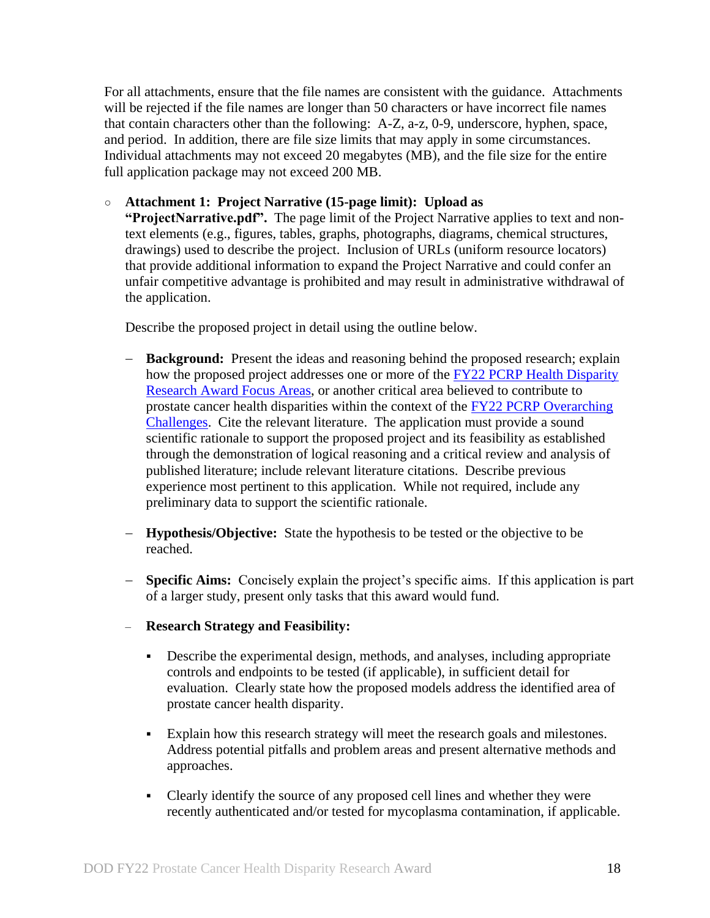For all attachments, ensure that the file names are consistent with the guidance. Attachments will be rejected if the file names are longer than 50 characters or have incorrect file names that contain characters other than the following: A-Z, a-z, 0-9, underscore, hyphen, space, and period. In addition, there are file size limits that may apply in some circumstances. Individual attachments may not exceed 20 megabytes (MB), and the file size for the entire full application package may not exceed 200 MB.

- **Attachment 1: Project Narrative (15-page limit): Upload as "ProjectNarrative.pdf".** The page limit of the Project Narrative applies to text and non-text elements (e.g., figures, tables, graphs, photographs, diagrams, chemical structures, drawings) used to describe the project. Inclusion of URLs (uniform resource locators) that provide additional information to expand the Project Narrative and could confer an unfair competitive advantage is prohibited and may result in administrative withdrawal of the application.

  Describe the proposed project in detail using the outline below.

  - **Background:** Present the ideas and reasoning behind the proposed research; explain how the proposed project addresses one or more of the FY22 PCRP Health Disparity Research Award Focus Areas, or another critical area believed to contribute to prostate cancer health disparities within the context of the FY22 PCRP Overarching Challenges. Cite the relevant literature. The application must provide a sound scientific rationale to support the proposed project and its feasibility as established through the demonstration of logical reasoning and a critical review and analysis of published literature; include relevant literature citations. Describe previous experience most pertinent to this application. While not required, include any preliminary data to support the scientific rationale.

  - **Hypothesis/Objective:** State the hypothesis to be tested or the objective to be reached.

  - **Specific Aims:** Concisely explain the project's specific aims. If this application is part of a larger study, present only tasks that this award would fund.

  - **Research Strategy and Feasibility:**

    - Describe the experimental design, methods, and analyses, including appropriate controls and endpoints to be tested (if applicable), in sufficient detail for evaluation. Clearly state how the proposed models address the identified area of prostate cancer health disparity.

    - Explain how this research strategy will meet the research goals and milestones. Address potential pitfalls and problem areas and present alternative methods and approaches.

    - Clearly identify the source of any proposed cell lines and whether they were recently authenticated and/or tested for mycoplasma contamination, if applicable.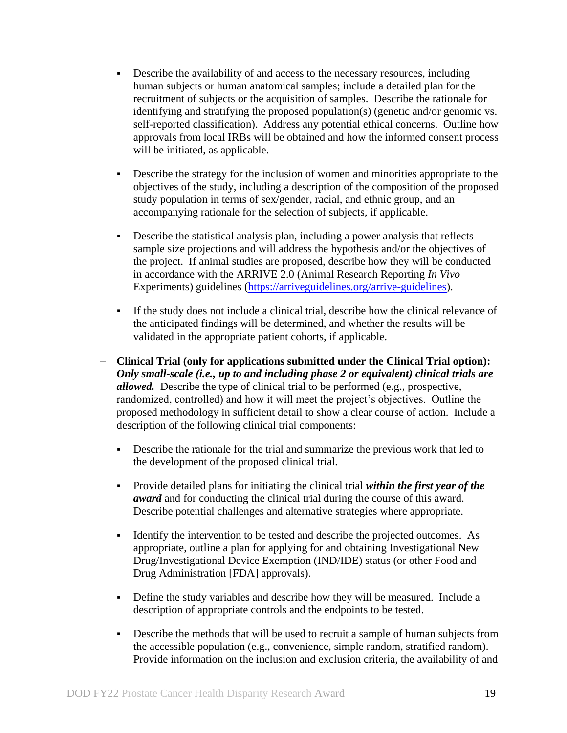- Describe the availability of and access to the necessary resources, including human subjects or human anatomical samples; include a detailed plan for the recruitment of subjects or the acquisition of samples. Describe the rationale for identifying and stratifying the proposed population(s) (genetic and/or genomic vs. self-reported classification). Address any potential ethical concerns. Outline how approvals from local IRBs will be obtained and how the informed consent process will be initiated, as applicable.

   - Describe the strategy for the inclusion of women and minorities appropriate to the objectives of the study, including a description of the composition of the proposed study population in terms of sex/gender, racial, and ethnic group, and an accompanying rationale for the selection of subjects, if applicable.

   - Describe the statistical analysis plan, including a power analysis that reflects sample size projections and will address the hypothesis and/or the objectives of the project. If animal studies are proposed, describe how they will be conducted in accordance with the ARRIVE 2.0 (Animal Research Reporting *In Vivo* Experiments) guidelines ([https://arriveguidelines.org/arrive-guidelines](https://arriveguidelines.org/arrive-guidelines)).

   - If the study does not include a clinical trial, describe how the clinical relevance of the anticipated findings will be determined, and whether the results will be validated in the appropriate patient cohorts, if applicable.

- **Clinical Trial (only for applications submitted under the Clinical Trial option):** ***Only small-scale (i.e., up to and including phase 2 or equivalent) clinical trials are allowed.*** Describe the type of clinical trial to be performed (e.g., prospective, randomized, controlled) and how it will meet the project's objectives. Outline the proposed methodology in sufficient detail to show a clear course of action. Include a description of the following clinical trial components:

   - Describe the rationale for the trial and summarize the previous work that led to the development of the proposed clinical trial.

   - Provide detailed plans for initiating the clinical trial ***within the first year of the award*** and for conducting the clinical trial during the course of this award. Describe potential challenges and alternative strategies where appropriate.

   - Identify the intervention to be tested and describe the projected outcomes. As appropriate, outline a plan for applying for and obtaining Investigational New Drug/Investigational Device Exemption (IND/IDE) status (or other Food and Drug Administration [FDA] approvals).

   - Define the study variables and describe how they will be measured. Include a description of appropriate controls and the endpoints to be tested.

   - Describe the methods that will be used to recruit a sample of human subjects from the accessible population (e.g., convenience, simple random, stratified random). Provide information on the inclusion and exclusion criteria, the availability of and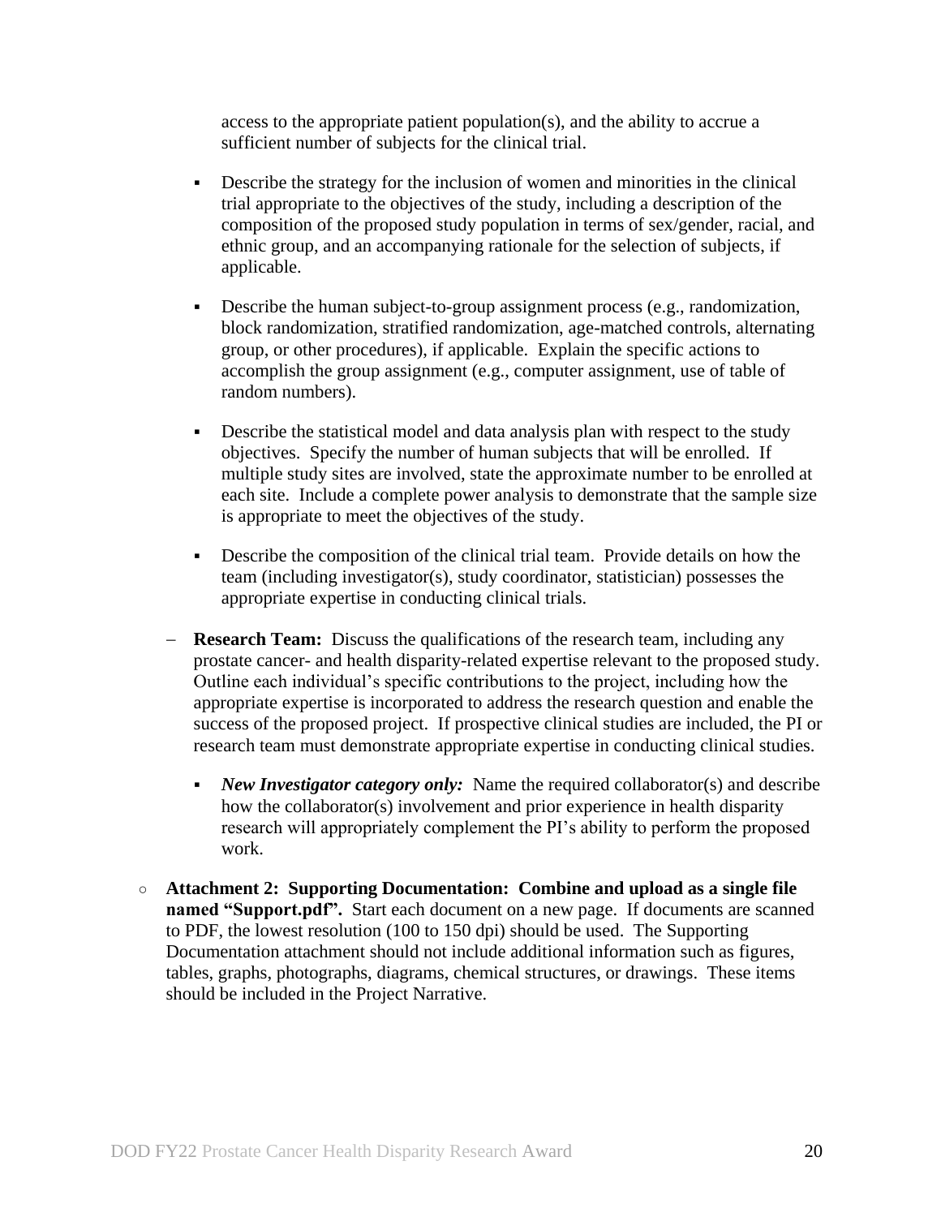access to the appropriate patient population(s), and the ability to accrue a sufficient number of subjects for the clinical trial.

    - Describe the strategy for the inclusion of women and minorities in the clinical trial appropriate to the objectives of the study, including a description of the composition of the proposed study population in terms of sex/gender, racial, and ethnic group, and an accompanying rationale for the selection of subjects, if applicable.

    - Describe the human subject-to-group assignment process (e.g., randomization, block randomization, stratified randomization, age-matched controls, alternating group, or other procedures), if applicable. Explain the specific actions to accomplish the group assignment (e.g., computer assignment, use of table of random numbers).

    - Describe the statistical model and data analysis plan with respect to the study objectives. Specify the number of human subjects that will be enrolled. If multiple study sites are involved, state the approximate number to be enrolled at each site. Include a complete power analysis to demonstrate that the sample size is appropriate to meet the objectives of the study.

    - Describe the composition of the clinical trial team. Provide details on how the team (including investigator(s), study coordinator, statistician) possesses the appropriate expertise in conducting clinical trials.

  - **Research Team:** Discuss the qualifications of the research team, including any prostate cancer- and health disparity-related expertise relevant to the proposed study. Outline each individual's specific contributions to the project, including how the appropriate expertise is incorporated to address the research question and enable the success of the proposed project. If prospective clinical studies are included, the PI or research team must demonstrate appropriate expertise in conducting clinical studies.

    - ***New Investigator category only:*** Name the required collaborator(s) and describe how the collaborator(s) involvement and prior experience in health disparity research will appropriately complement the PI's ability to perform the proposed work.

- **Attachment 2: Supporting Documentation: Combine and upload as a single file named "Support.pdf".** Start each document on a new page. If documents are scanned to PDF, the lowest resolution (100 to 150 dpi) should be used. The Supporting Documentation attachment should not include additional information such as figures, tables, graphs, photographs, diagrams, chemical structures, or drawings. These items should be included in the Project Narrative.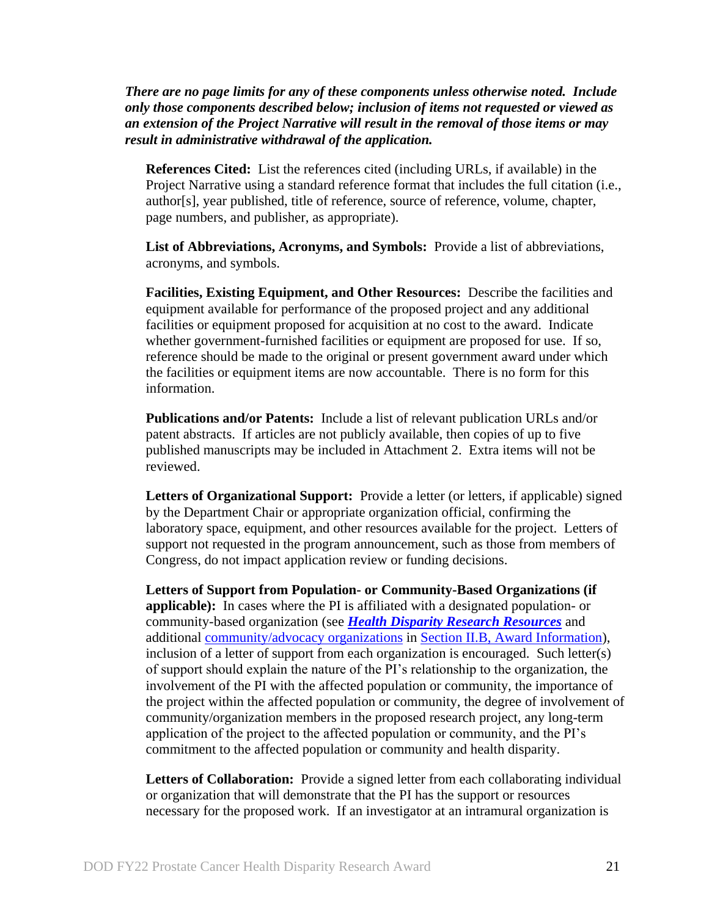***There are no page limits for any of these components unless otherwise noted. Include only those components described below; inclusion of items not requested or viewed as an extension of the Project Narrative will result in the removal of those items or may result in administrative withdrawal of the application.***

**References Cited:** List the references cited (including URLs, if available) in the Project Narrative using a standard reference format that includes the full citation (i.e., author[s], year published, title of reference, source of reference, volume, chapter, page numbers, and publisher, as appropriate).

**List of Abbreviations, Acronyms, and Symbols:** Provide a list of abbreviations, acronyms, and symbols.

**Facilities, Existing Equipment, and Other Resources:** Describe the facilities and equipment available for performance of the proposed project and any additional facilities or equipment proposed for acquisition at no cost to the award. Indicate whether government-furnished facilities or equipment are proposed for use. If so, reference should be made to the original or present government award under which the facilities or equipment items are now accountable. There is no form for this information.

**Publications and/or Patents:** Include a list of relevant publication URLs and/or patent abstracts. If articles are not publicly available, then copies of up to five published manuscripts may be included in Attachment 2. Extra items will not be reviewed.

**Letters of Organizational Support:** Provide a letter (or letters, if applicable) signed by the Department Chair or appropriate organization official, confirming the laboratory space, equipment, and other resources available for the project. Letters of support not requested in the program announcement, such as those from members of Congress, do not impact application review or funding decisions.

**Letters of Support from Population- or Community-Based Organizations (if applicable):** In cases where the PI is affiliated with a designated population- or community-based organization (see ***Health Disparity Research Resources*** and additional community/advocacy organizations in Section II.B, Award Information), inclusion of a letter of support from each organization is encouraged. Such letter(s) of support should explain the nature of the PI's relationship to the organization, the involvement of the PI with the affected population or community, the importance of the project within the affected population or community, the degree of involvement of community/organization members in the proposed research project, any long-term application of the project to the affected population or community, and the PI's commitment to the affected population or community and health disparity.

**Letters of Collaboration:** Provide a signed letter from each collaborating individual or organization that will demonstrate that the PI has the support or resources necessary for the proposed work. If an investigator at an intramural organization is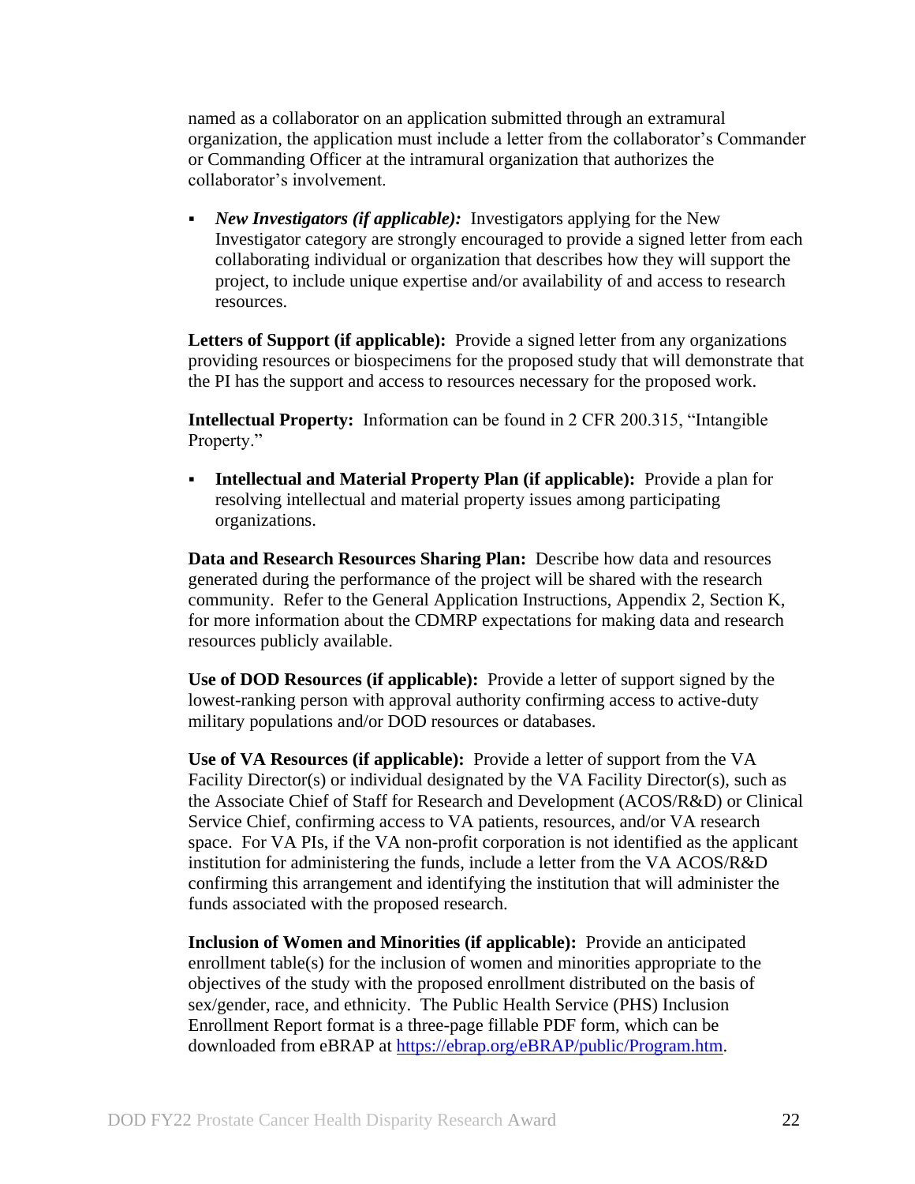named as a collaborator on an application submitted through an extramural organization, the application must include a letter from the collaborator's Commander or Commanding Officer at the intramural organization that authorizes the collaborator's involvement.

- ***New Investigators (if applicable):*** Investigators applying for the New Investigator category are strongly encouraged to provide a signed letter from each collaborating individual or organization that describes how they will support the project, to include unique expertise and/or availability of and access to research resources.

**Letters of Support (if applicable):** Provide a signed letter from any organizations providing resources or biospecimens for the proposed study that will demonstrate that the PI has the support and access to resources necessary for the proposed work.

**Intellectual Property:** Information can be found in 2 CFR 200.315, "Intangible Property."

- **Intellectual and Material Property Plan (if applicable):** Provide a plan for resolving intellectual and material property issues among participating organizations.

**Data and Research Resources Sharing Plan:** Describe how data and resources generated during the performance of the project will be shared with the research community. Refer to the General Application Instructions, Appendix 2, Section K, for more information about the CDMRP expectations for making data and research resources publicly available.

**Use of DOD Resources (if applicable):** Provide a letter of support signed by the lowest-ranking person with approval authority confirming access to active-duty military populations and/or DOD resources or databases.

**Use of VA Resources (if applicable):** Provide a letter of support from the VA Facility Director(s) or individual designated by the VA Facility Director(s), such as the Associate Chief of Staff for Research and Development (ACOS/R&D) or Clinical Service Chief, confirming access to VA patients, resources, and/or VA research space. For VA PIs, if the VA non-profit corporation is not identified as the applicant institution for administering the funds, include a letter from the VA ACOS/R&D confirming this arrangement and identifying the institution that will administer the funds associated with the proposed research.

**Inclusion of Women and Minorities (if applicable):** Provide an anticipated enrollment table(s) for the inclusion of women and minorities appropriate to the objectives of the study with the proposed enrollment distributed on the basis of sex/gender, race, and ethnicity. The Public Health Service (PHS) Inclusion Enrollment Report format is a three-page fillable PDF form, which can be downloaded from eBRAP at https://ebrap.org/eBRAP/public/Program.htm.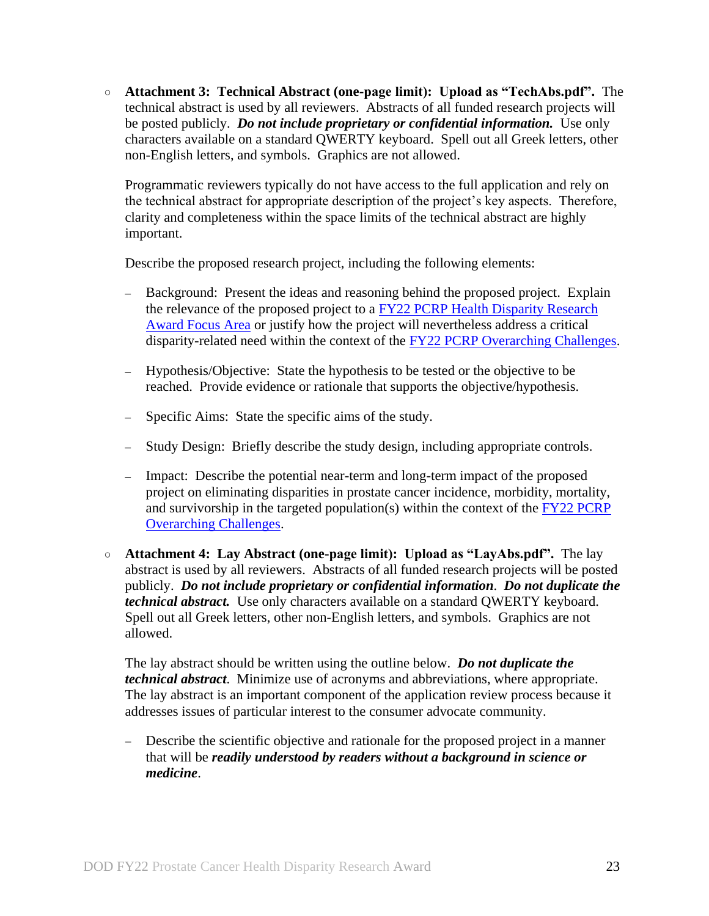- **Attachment 3: Technical Abstract (one-page limit): Upload as "TechAbs.pdf".** The technical abstract is used by all reviewers. Abstracts of all funded research projects will be posted publicly. ***Do not include proprietary or confidential information.*** Use only characters available on a standard QWERTY keyboard. Spell out all Greek letters, other non-English letters, and symbols. Graphics are not allowed.

  Programmatic reviewers typically do not have access to the full application and rely on the technical abstract for appropriate description of the project's key aspects. Therefore, clarity and completeness within the space limits of the technical abstract are highly important.

  Describe the proposed research project, including the following elements:

  - Background: Present the ideas and reasoning behind the proposed project. Explain the relevance of the proposed project to a FY22 PCRP Health Disparity Research Award Focus Area or justify how the project will nevertheless address a critical disparity-related need within the context of the FY22 PCRP Overarching Challenges.

  - Hypothesis/Objective: State the hypothesis to be tested or the objective to be reached. Provide evidence or rationale that supports the objective/hypothesis.

  - Specific Aims: State the specific aims of the study.

  - Study Design: Briefly describe the study design, including appropriate controls.

  - Impact: Describe the potential near-term and long-term impact of the proposed project on eliminating disparities in prostate cancer incidence, morbidity, mortality, and survivorship in the targeted population(s) within the context of the FY22 PCRP Overarching Challenges.

- **Attachment 4: Lay Abstract (one-page limit): Upload as "LayAbs.pdf".** The lay abstract is used by all reviewers. Abstracts of all funded research projects will be posted publicly. ***Do not include proprietary or confidential information***. ***Do not duplicate the technical abstract.*** Use only characters available on a standard QWERTY keyboard. Spell out all Greek letters, other non-English letters, and symbols. Graphics are not allowed.

  The lay abstract should be written using the outline below. ***Do not duplicate the technical abstract***. Minimize use of acronyms and abbreviations, where appropriate. The lay abstract is an important component of the application review process because it addresses issues of particular interest to the consumer advocate community.

  - Describe the scientific objective and rationale for the proposed project in a manner that will be ***readily understood by readers without a background in science or medicine***.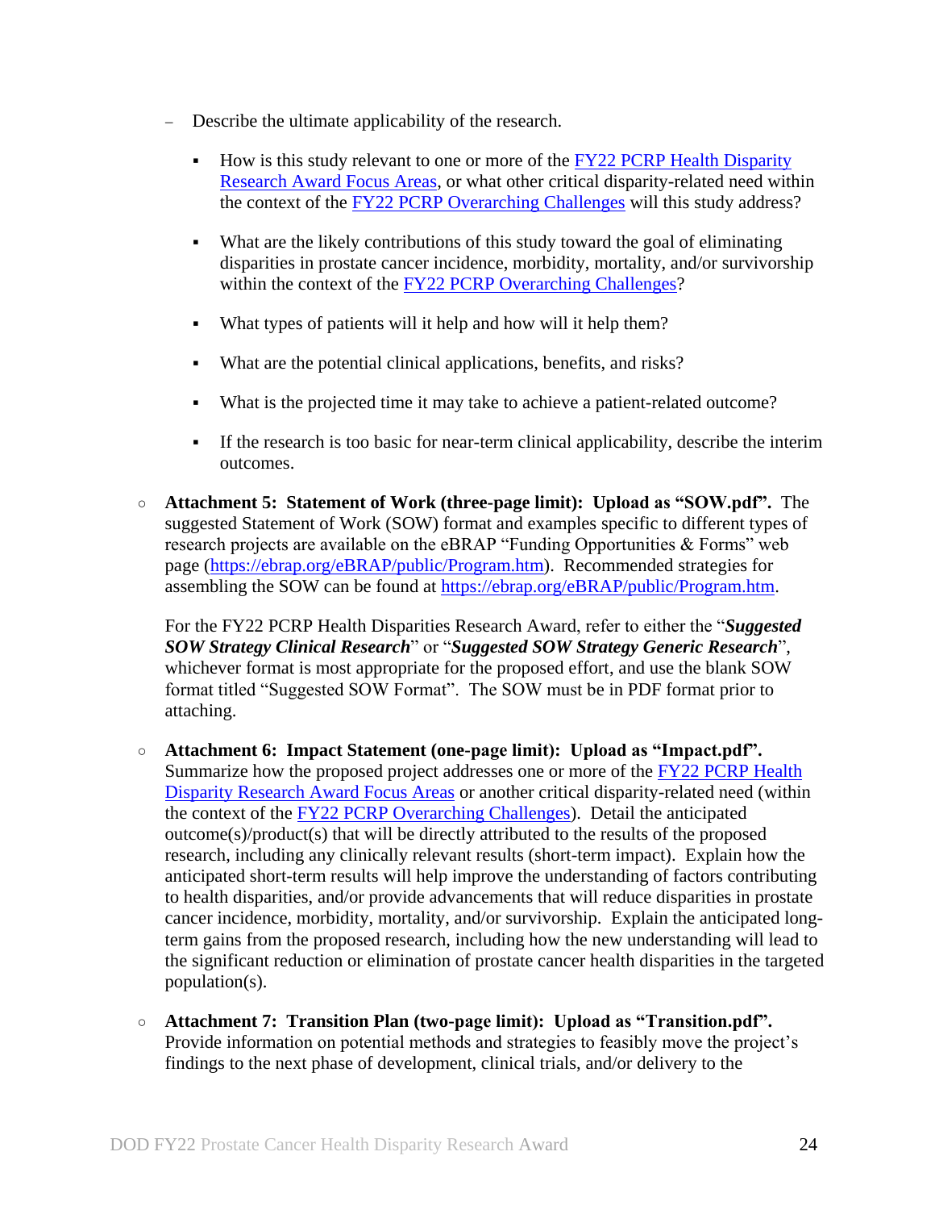- Describe the ultimate applicability of the research.
    - How is this study relevant to one or more of the [FY22 PCRP Health Disparity Research Award Focus Areas](), or what other critical disparity-related need within the context of the [FY22 PCRP Overarching Challenges]() will this study address?
    - What are the likely contributions of this study toward the goal of eliminating disparities in prostate cancer incidence, morbidity, mortality, and/or survivorship within the context of the [FY22 PCRP Overarching Challenges]()?
    - What types of patients will it help and how will it help them?
    - What are the potential clinical applications, benefits, and risks?
    - What is the projected time it may take to achieve a patient-related outcome?
    - If the research is too basic for near-term clinical applicability, describe the interim outcomes.

- **Attachment 5: Statement of Work (three-page limit): Upload as "SOW.pdf".** The suggested Statement of Work (SOW) format and examples specific to different types of research projects are available on the eBRAP "Funding Opportunities & Forms" web page (https://ebrap.org/eBRAP/public/Program.htm). Recommended strategies for assembling the SOW can be found at https://ebrap.org/eBRAP/public/Program.htm.

  For the FY22 PCRP Health Disparities Research Award, refer to either the "***Suggested SOW Strategy Clinical Research***" or "***Suggested SOW Strategy Generic Research***", whichever format is most appropriate for the proposed effort, and use the blank SOW format titled "Suggested SOW Format". The SOW must be in PDF format prior to attaching.

- **Attachment 6: Impact Statement (one-page limit): Upload as "Impact.pdf".** Summarize how the proposed project addresses one or more of the [FY22 PCRP Health Disparity Research Award Focus Areas]() or another critical disparity-related need (within the context of the [FY22 PCRP Overarching Challenges]()). Detail the anticipated outcome(s)/product(s) that will be directly attributed to the results of the proposed research, including any clinically relevant results (short-term impact). Explain how the anticipated short-term results will help improve the understanding of factors contributing to health disparities, and/or provide advancements that will reduce disparities in prostate cancer incidence, morbidity, mortality, and/or survivorship. Explain the anticipated long-term gains from the proposed research, including how the new understanding will lead to the significant reduction or elimination of prostate cancer health disparities in the targeted population(s).

- **Attachment 7: Transition Plan (two-page limit): Upload as "Transition.pdf".** Provide information on potential methods and strategies to feasibly move the project's findings to the next phase of development, clinical trials, and/or delivery to the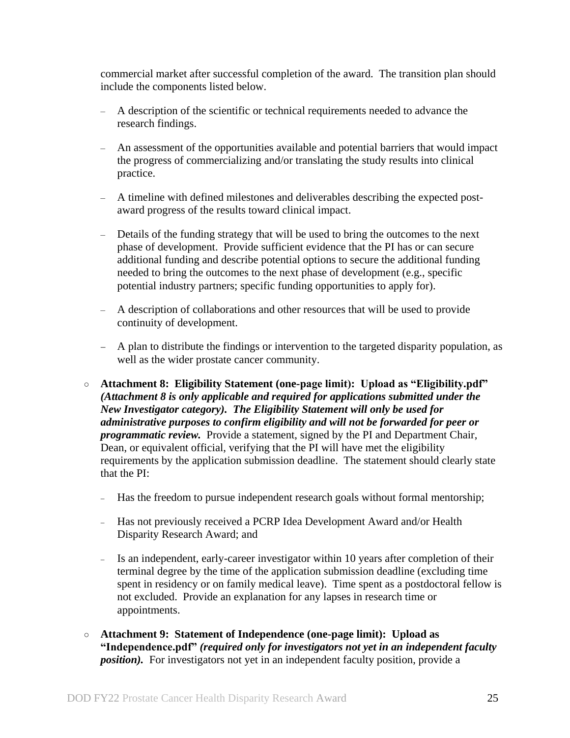commercial market after successful completion of the award. The transition plan should include the components listed below.

  - A description of the scientific or technical requirements needed to advance the research findings.
  - An assessment of the opportunities available and potential barriers that would impact the progress of commercializing and/or translating the study results into clinical practice.
  - A timeline with defined milestones and deliverables describing the expected post-award progress of the results toward clinical impact.
  - Details of the funding strategy that will be used to bring the outcomes to the next phase of development. Provide sufficient evidence that the PI has or can secure additional funding and describe potential options to secure the additional funding needed to bring the outcomes to the next phase of development (e.g., specific potential industry partners; specific funding opportunities to apply for).
  - A description of collaborations and other resources that will be used to provide continuity of development.
  - A plan to distribute the findings or intervention to the targeted disparity population, as well as the wider prostate cancer community.

- **Attachment 8: Eligibility Statement (one-page limit): Upload as "Eligibility.pdf"** ***(Attachment 8 is only applicable and required for applications submitted under the New Investigator category). The Eligibility Statement will only be used for administrative purposes to confirm eligibility and will not be forwarded for peer or programmatic review.*** Provide a statement, signed by the PI and Department Chair, Dean, or equivalent official, verifying that the PI will have met the eligibility requirements by the application submission deadline. The statement should clearly state that the PI:
  - Has the freedom to pursue independent research goals without formal mentorship;
  - Has not previously received a PCRP Idea Development Award and/or Health Disparity Research Award; and
  - Is an independent, early-career investigator within 10 years after completion of their terminal degree by the time of the application submission deadline (excluding time spent in residency or on family medical leave). Time spent as a postdoctoral fellow is not excluded. Provide an explanation for any lapses in research time or appointments.

- **Attachment 9: Statement of Independence (one-page limit): Upload as "Independence.pdf"** ***(required only for investigators not yet in an independent faculty position).*** For investigators not yet in an independent faculty position, provide a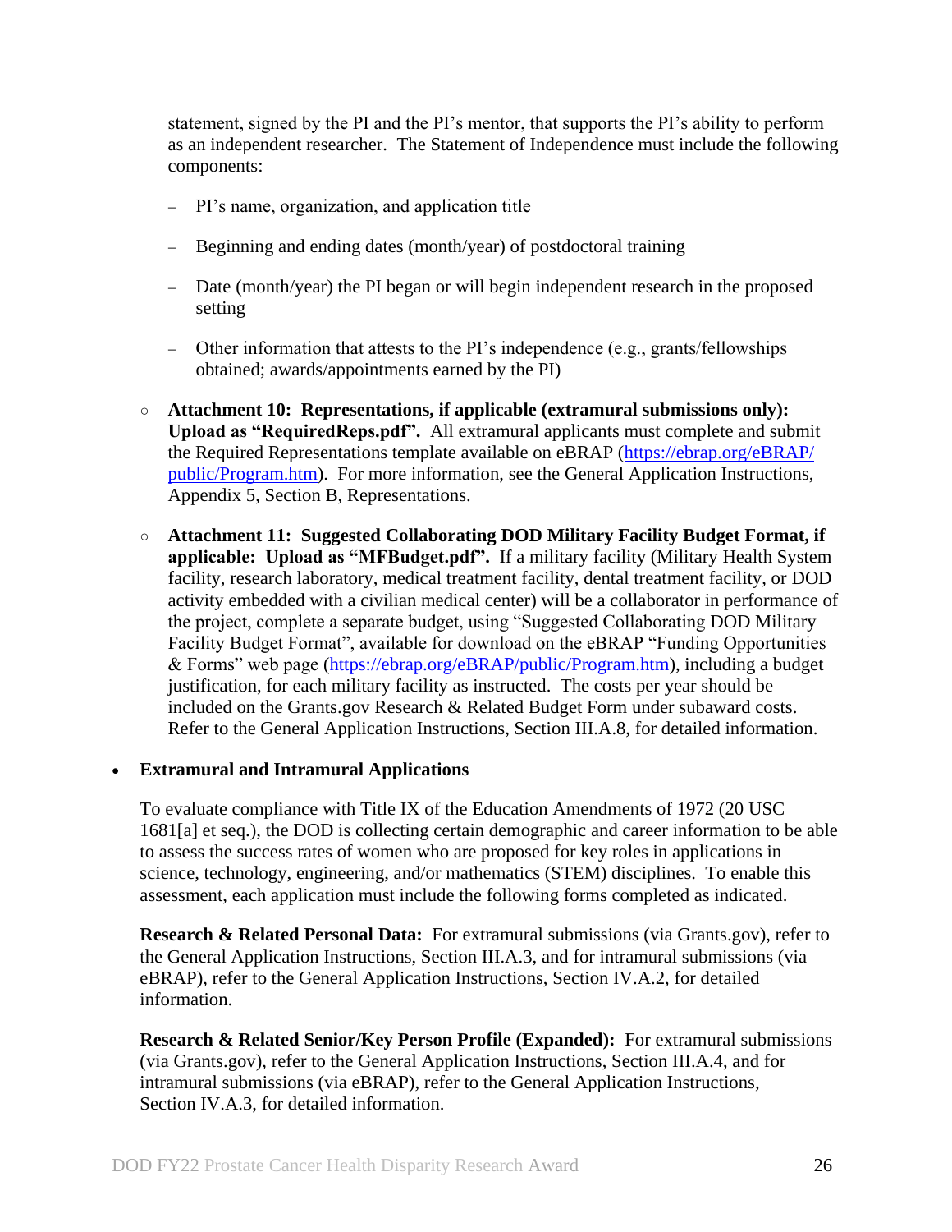statement, signed by the PI and the PI's mentor, that supports the PI's ability to perform as an independent researcher. The Statement of Independence must include the following components:

  - PI's name, organization, and application title
  - Beginning and ending dates (month/year) of postdoctoral training
  - Date (month/year) the PI began or will begin independent research in the proposed setting
  - Other information that attests to the PI's independence (e.g., grants/fellowships obtained; awards/appointments earned by the PI)

- **Attachment 10: Representations, if applicable (extramural submissions only): Upload as "RequiredReps.pdf".** All extramural applicants must complete and submit the Required Representations template available on eBRAP (https://ebrap.org/eBRAP/public/Program.htm). For more information, see the General Application Instructions, Appendix 5, Section B, Representations.

- **Attachment 11: Suggested Collaborating DOD Military Facility Budget Format, if applicable: Upload as "MFBudget.pdf".** If a military facility (Military Health System facility, research laboratory, medical treatment facility, dental treatment facility, or DOD activity embedded with a civilian medical center) will be a collaborator in performance of the project, complete a separate budget, using "Suggested Collaborating DOD Military Facility Budget Format", available for download on the eBRAP "Funding Opportunities & Forms" web page (https://ebrap.org/eBRAP/public/Program.htm), including a budget justification, for each military facility as instructed. The costs per year should be included on the Grants.gov Research & Related Budget Form under subaward costs. Refer to the General Application Instructions, Section III.A.8, for detailed information.

- **Extramural and Intramural Applications**

  To evaluate compliance with Title IX of the Education Amendments of 1972 (20 USC 1681[a] et seq.), the DOD is collecting certain demographic and career information to be able to assess the success rates of women who are proposed for key roles in applications in science, technology, engineering, and/or mathematics (STEM) disciplines. To enable this assessment, each application must include the following forms completed as indicated.

  **Research & Related Personal Data:** For extramural submissions (via Grants.gov), refer to the General Application Instructions, Section III.A.3, and for intramural submissions (via eBRAP), refer to the General Application Instructions, Section IV.A.2, for detailed information.

  **Research & Related Senior/Key Person Profile (Expanded):** For extramural submissions (via Grants.gov), refer to the General Application Instructions, Section III.A.4, and for intramural submissions (via eBRAP), refer to the General Application Instructions, Section IV.A.3, for detailed information.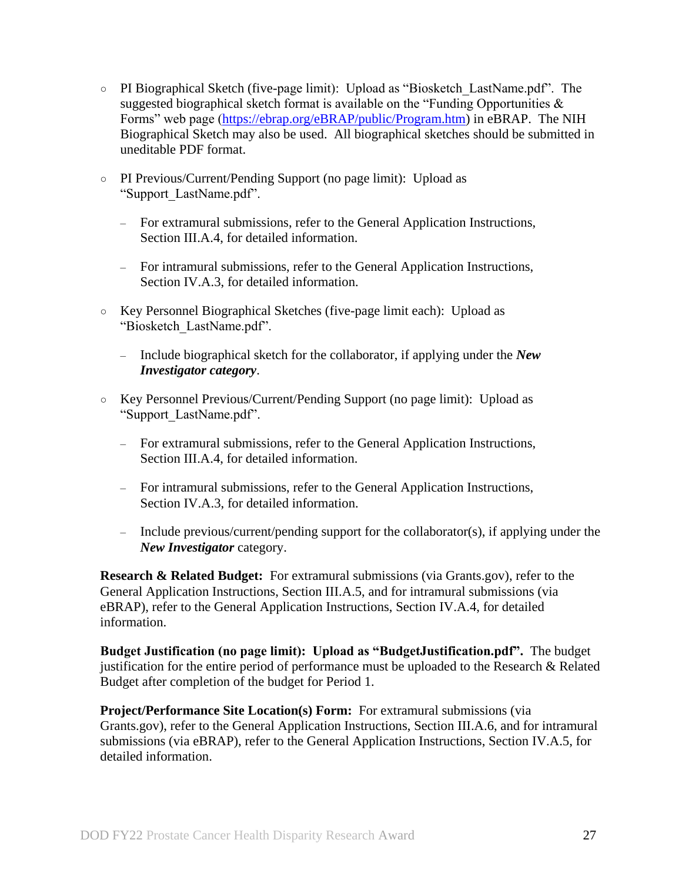- PI Biographical Sketch (five-page limit): Upload as "Biosketch_LastName.pdf". The suggested biographical sketch format is available on the "Funding Opportunities & Forms" web page (https://ebrap.org/eBRAP/public/Program.htm) in eBRAP. The NIH Biographical Sketch may also be used. All biographical sketches should be submitted in uneditable PDF format.
- PI Previous/Current/Pending Support (no page limit): Upload as "Support_LastName.pdf".
  - For extramural submissions, refer to the General Application Instructions, Section III.A.4, for detailed information.
  - For intramural submissions, refer to the General Application Instructions, Section IV.A.3, for detailed information.
- Key Personnel Biographical Sketches (five-page limit each): Upload as "Biosketch_LastName.pdf".
  - Include biographical sketch for the collaborator, if applying under the ***New Investigator category***.
- Key Personnel Previous/Current/Pending Support (no page limit): Upload as "Support_LastName.pdf".
  - For extramural submissions, refer to the General Application Instructions, Section III.A.4, for detailed information.
  - For intramural submissions, refer to the General Application Instructions, Section IV.A.3, for detailed information.
  - Include previous/current/pending support for the collaborator(s), if applying under the ***New Investigator*** category.

**Research & Related Budget:** For extramural submissions (via Grants.gov), refer to the General Application Instructions, Section III.A.5, and for intramural submissions (via eBRAP), refer to the General Application Instructions, Section IV.A.4, for detailed information.

**Budget Justification (no page limit): Upload as "BudgetJustification.pdf".** The budget justification for the entire period of performance must be uploaded to the Research & Related Budget after completion of the budget for Period 1.

**Project/Performance Site Location(s) Form:** For extramural submissions (via Grants.gov), refer to the General Application Instructions, Section III.A.6, and for intramural submissions (via eBRAP), refer to the General Application Instructions, Section IV.A.5, for detailed information.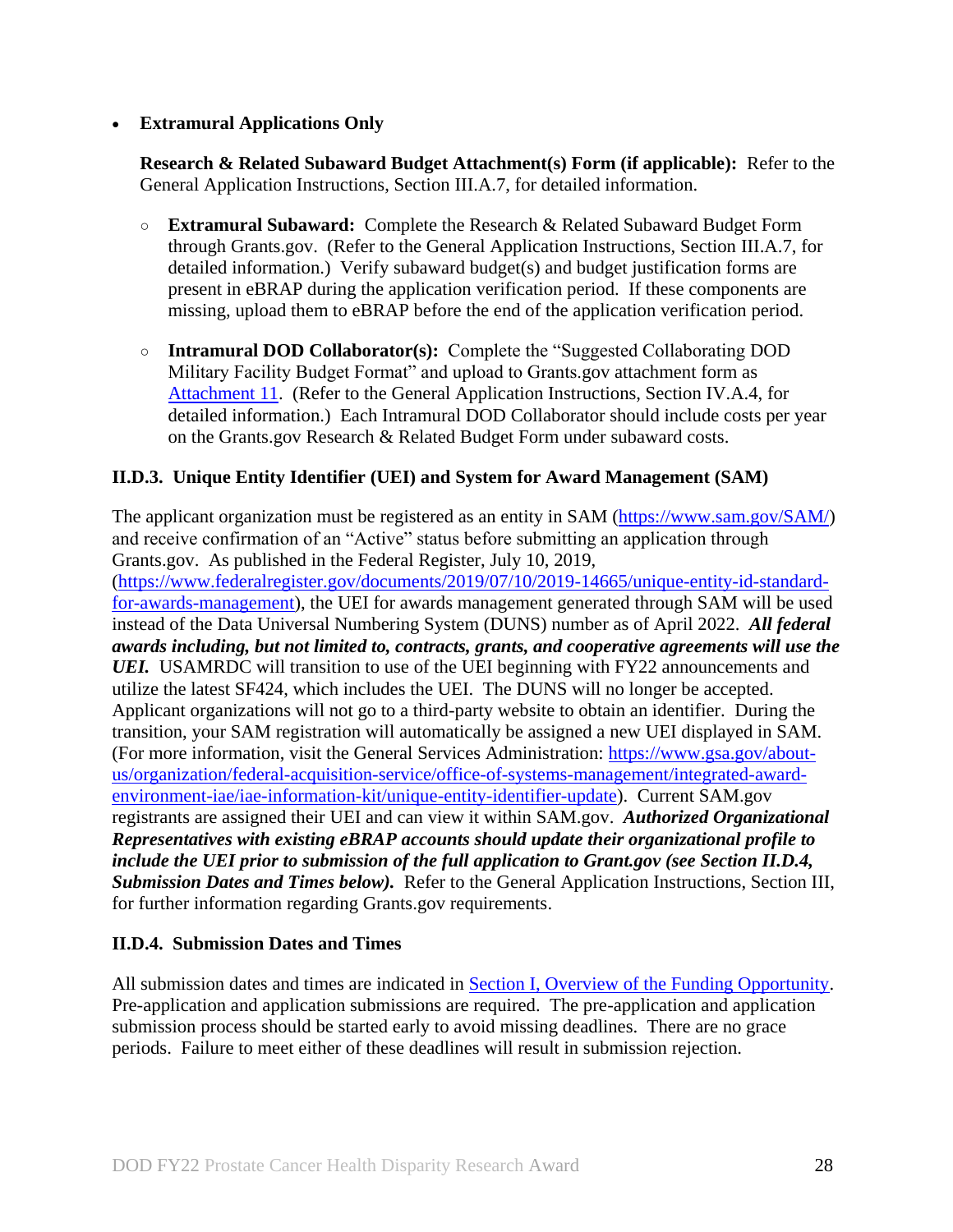- **Extramural Applications Only**

  **Research & Related Subaward Budget Attachment(s) Form (if applicable):** Refer to the General Application Instructions, Section III.A.7, for detailed information.

  - **Extramural Subaward:** Complete the Research & Related Subaward Budget Form through Grants.gov. (Refer to the General Application Instructions, Section III.A.7, for detailed information.) Verify subaward budget(s) and budget justification forms are present in eBRAP during the application verification period. If these components are missing, upload them to eBRAP before the end of the application verification period.

  - **Intramural DOD Collaborator(s):** Complete the "Suggested Collaborating DOD Military Facility Budget Format" and upload to Grants.gov attachment form as [Attachment 11](). (Refer to the General Application Instructions, Section IV.A.4, for detailed information.) Each Intramural DOD Collaborator should include costs per year on the Grants.gov Research & Related Budget Form under subaward costs.

### II.D.3. Unique Entity Identifier (UEI) and System for Award Management (SAM)

The applicant organization must be registered as an entity in SAM ([https://www.sam.gov/SAM/](https://www.sam.gov/SAM/)) and receive confirmation of an "Active" status before submitting an application through Grants.gov. As published in the Federal Register, July 10, 2019, ([https://www.federalregister.gov/documents/2019/07/10/2019-14665/unique-entity-id-standard-for-awards-management](https://www.federalregister.gov/documents/2019/07/10/2019-14665/unique-entity-id-standard-for-awards-management)), the UEI for awards management generated through SAM will be used instead of the Data Universal Numbering System (DUNS) number as of April 2022. ***All federal awards including, but not limited to, contracts, grants, and cooperative agreements will use the UEI.*** USAMRDC will transition to use of the UEI beginning with FY22 announcements and utilize the latest SF424, which includes the UEI. The DUNS will no longer be accepted. Applicant organizations will not go to a third-party website to obtain an identifier. During the transition, your SAM registration will automatically be assigned a new UEI displayed in SAM. (For more information, visit the General Services Administration: [https://www.gsa.gov/about-us/organization/federal-acquisition-service/office-of-systems-management/integrated-award-environment-iae/iae-information-kit/unique-entity-identifier-update](https://www.gsa.gov/about-us/organization/federal-acquisition-service/office-of-systems-management/integrated-award-environment-iae/iae-information-kit/unique-entity-identifier-update)). Current SAM.gov registrants are assigned their UEI and can view it within SAM.gov. ***Authorized Organizational Representatives with existing eBRAP accounts should update their organizational profile to include the UEI prior to submission of the full application to Grant.gov (see Section II.D.4, Submission Dates and Times below).*** Refer to the General Application Instructions, Section III, for further information regarding Grants.gov requirements.

### II.D.4. Submission Dates and Times

All submission dates and times are indicated in [Section I, Overview of the Funding Opportunity](). Pre-application and application submissions are required. The pre-application and application submission process should be started early to avoid missing deadlines. There are no grace periods. Failure to meet either of these deadlines will result in submission rejection.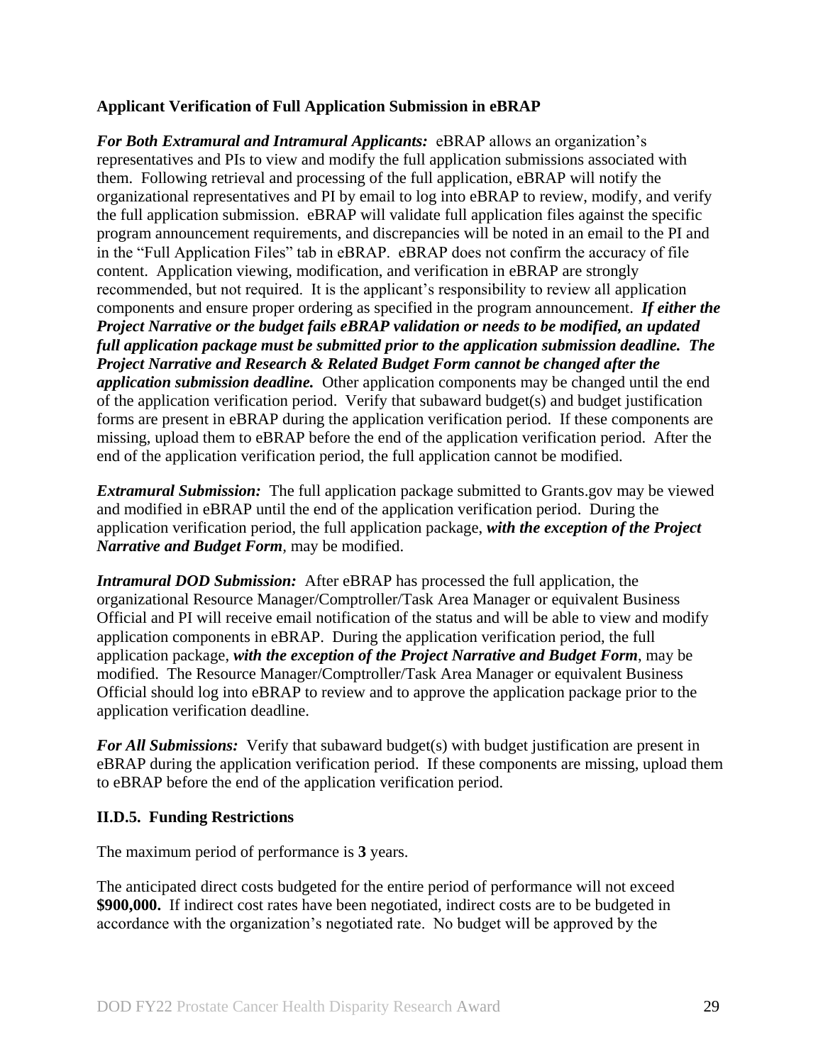**Applicant Verification of Full Application Submission in eBRAP**

***For Both Extramural and Intramural Applicants:*** eBRAP allows an organization's representatives and PIs to view and modify the full application submissions associated with them. Following retrieval and processing of the full application, eBRAP will notify the organizational representatives and PI by email to log into eBRAP to review, modify, and verify the full application submission. eBRAP will validate full application files against the specific program announcement requirements, and discrepancies will be noted in an email to the PI and in the "Full Application Files" tab in eBRAP. eBRAP does not confirm the accuracy of file content. Application viewing, modification, and verification in eBRAP are strongly recommended, but not required. It is the applicant's responsibility to review all application components and ensure proper ordering as specified in the program announcement. ***If either the Project Narrative or the budget fails eBRAP validation or needs to be modified, an updated full application package must be submitted prior to the application submission deadline. The Project Narrative and Research & Related Budget Form cannot be changed after the application submission deadline.*** Other application components may be changed until the end of the application verification period. Verify that subaward budget(s) and budget justification forms are present in eBRAP during the application verification period. If these components are missing, upload them to eBRAP before the end of the application verification period. After the end of the application verification period, the full application cannot be modified.

***Extramural Submission:*** The full application package submitted to Grants.gov may be viewed and modified in eBRAP until the end of the application verification period. During the application verification period, the full application package, ***with the exception of the Project Narrative and Budget Form***, may be modified.

***Intramural DOD Submission:*** After eBRAP has processed the full application, the organizational Resource Manager/Comptroller/Task Area Manager or equivalent Business Official and PI will receive email notification of the status and will be able to view and modify application components in eBRAP. During the application verification period, the full application package, ***with the exception of the Project Narrative and Budget Form***, may be modified. The Resource Manager/Comptroller/Task Area Manager or equivalent Business Official should log into eBRAP to review and to approve the application package prior to the application verification deadline.

***For All Submissions:*** Verify that subaward budget(s) with budget justification are present in eBRAP during the application verification period. If these components are missing, upload them to eBRAP before the end of the application verification period.

### II.D.5. Funding Restrictions

The maximum period of performance is **3** years.

The anticipated direct costs budgeted for the entire period of performance will not exceed **$900,000.** If indirect cost rates have been negotiated, indirect costs are to be budgeted in accordance with the organization's negotiated rate. No budget will be approved by the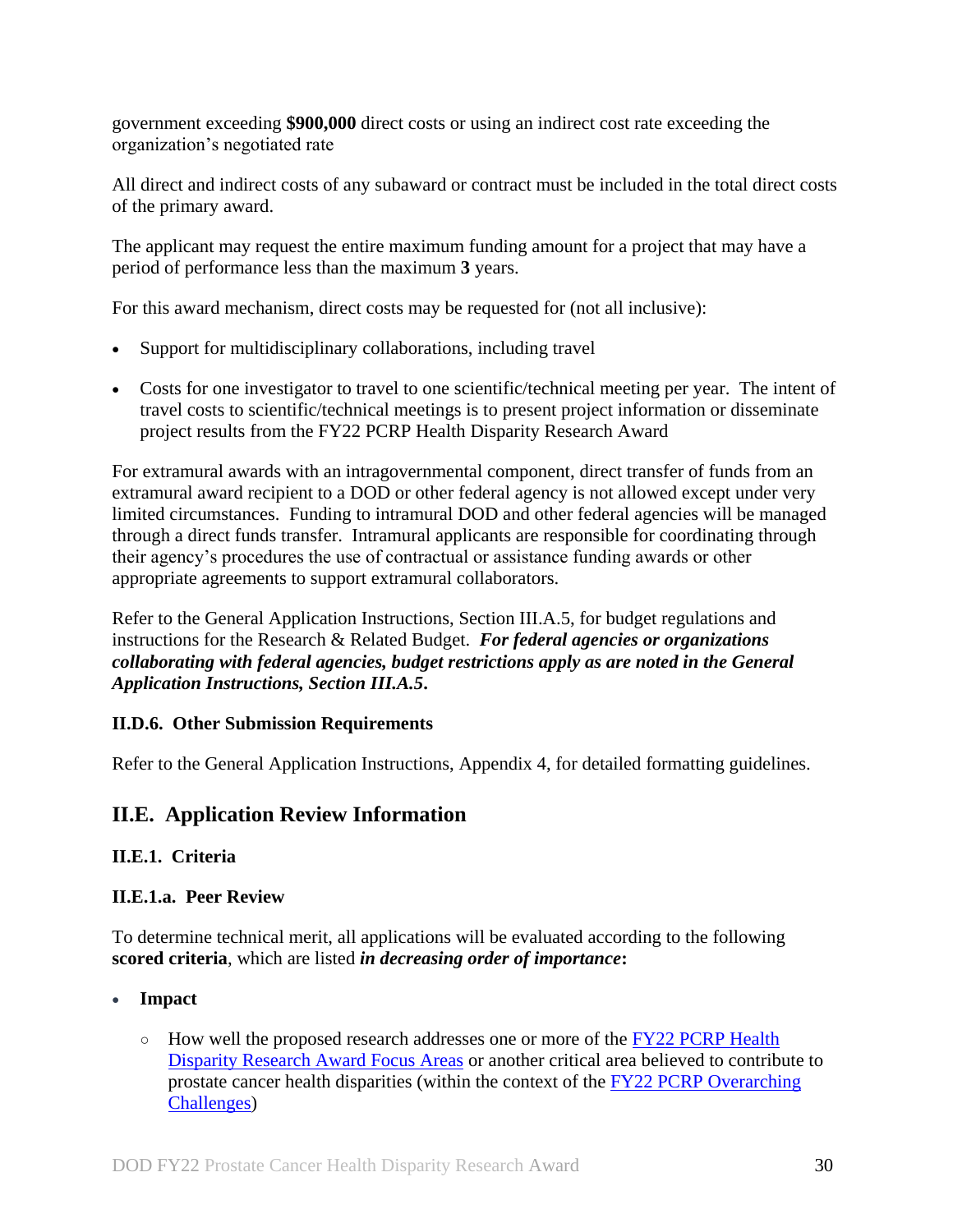government exceeding **$900,000** direct costs or using an indirect cost rate exceeding the organization's negotiated rate

All direct and indirect costs of any subaward or contract must be included in the total direct costs of the primary award.

The applicant may request the entire maximum funding amount for a project that may have a period of performance less than the maximum **3** years.

For this award mechanism, direct costs may be requested for (not all inclusive):

- Support for multidisciplinary collaborations, including travel
- Costs for one investigator to travel to one scientific/technical meeting per year. The intent of travel costs to scientific/technical meetings is to present project information or disseminate project results from the FY22 PCRP Health Disparity Research Award

For extramural awards with an intragovernmental component, direct transfer of funds from an extramural award recipient to a DOD or other federal agency is not allowed except under very limited circumstances. Funding to intramural DOD and other federal agencies will be managed through a direct funds transfer. Intramural applicants are responsible for coordinating through their agency's procedures the use of contractual or assistance funding awards or other appropriate agreements to support extramural collaborators.

Refer to the General Application Instructions, Section III.A.5, for budget regulations and instructions for the Research & Related Budget. ***For federal agencies or organizations collaborating with federal agencies, budget restrictions apply as are noted in the General Application Instructions, Section III.A.5.***

### II.D.6. Other Submission Requirements

Refer to the General Application Instructions, Appendix 4, for detailed formatting guidelines.

## II.E. Application Review Information

### II.E.1. Criteria

#### II.E.1.a. Peer Review

To determine technical merit, all applications will be evaluated according to the following **scored criteria**, which are listed ***in decreasing order of importance*:**

- **Impact**
  - How well the proposed research addresses one or more of the FY22 PCRP Health Disparity Research Award Focus Areas or another critical area believed to contribute to prostate cancer health disparities (within the context of the FY22 PCRP Overarching Challenges)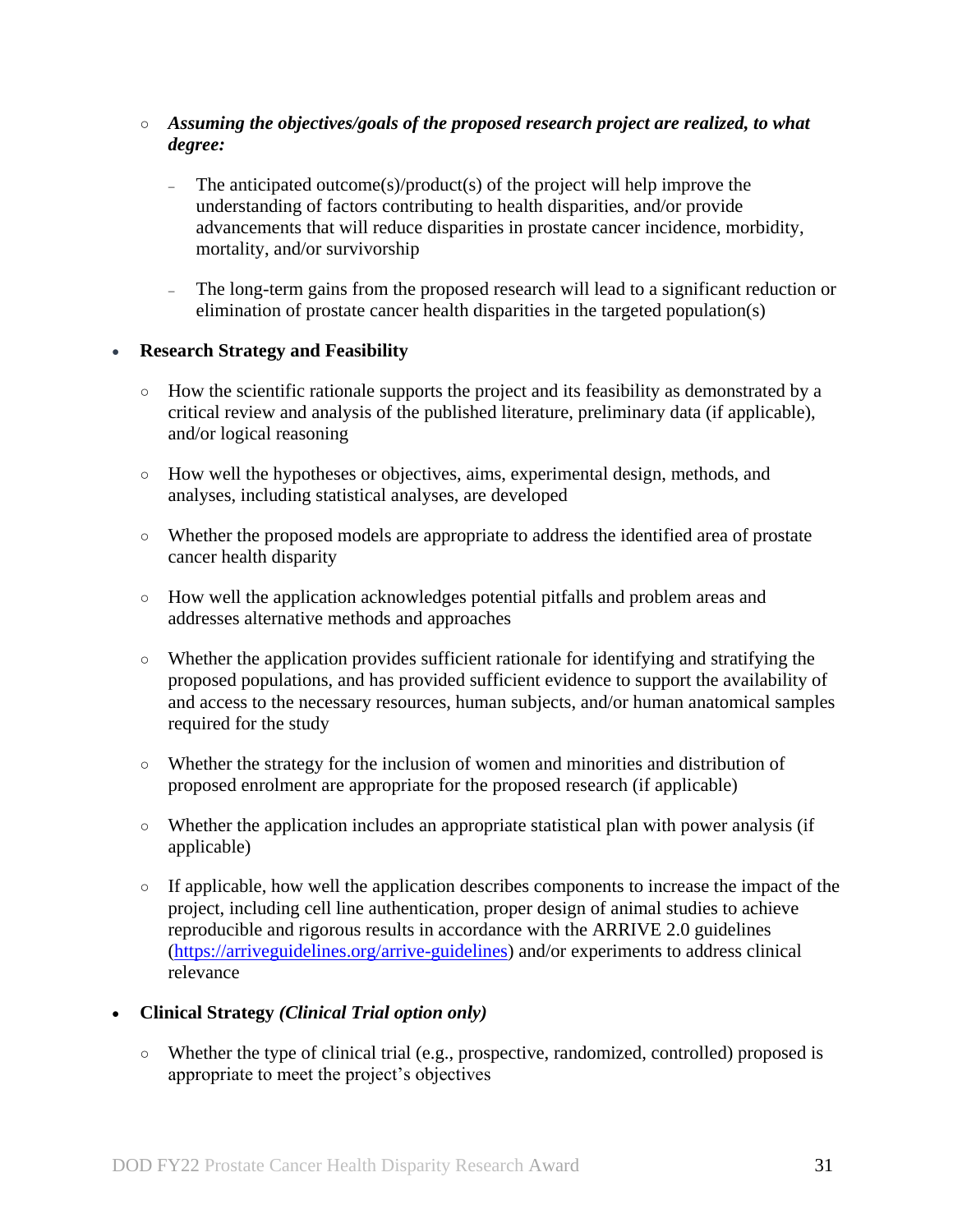- ***Assuming the objectives/goals of the proposed research project are realized, to what degree:***
    - The anticipated outcome(s)/product(s) of the project will help improve the understanding of factors contributing to health disparities, and/or provide advancements that will reduce disparities in prostate cancer incidence, morbidity, mortality, and/or survivorship
    - The long-term gains from the proposed research will lead to a significant reduction or elimination of prostate cancer health disparities in the targeted population(s)

- **Research Strategy and Feasibility**
  - How the scientific rationale supports the project and its feasibility as demonstrated by a critical review and analysis of the published literature, preliminary data (if applicable), and/or logical reasoning
  - How well the hypotheses or objectives, aims, experimental design, methods, and analyses, including statistical analyses, are developed
  - Whether the proposed models are appropriate to address the identified area of prostate cancer health disparity
  - How well the application acknowledges potential pitfalls and problem areas and addresses alternative methods and approaches
  - Whether the application provides sufficient rationale for identifying and stratifying the proposed populations, and has provided sufficient evidence to support the availability of and access to the necessary resources, human subjects, and/or human anatomical samples required for the study
  - Whether the strategy for the inclusion of women and minorities and distribution of proposed enrolment are appropriate for the proposed research (if applicable)
  - Whether the application includes an appropriate statistical plan with power analysis (if applicable)
  - If applicable, how well the application describes components to increase the impact of the project, including cell line authentication, proper design of animal studies to achieve reproducible and rigorous results in accordance with the ARRIVE 2.0 guidelines (https://arriveguidelines.org/arrive-guidelines) and/or experiments to address clinical relevance

- **Clinical Strategy *(Clinical Trial option only)***
  - Whether the type of clinical trial (e.g., prospective, randomized, controlled) proposed is appropriate to meet the project's objectives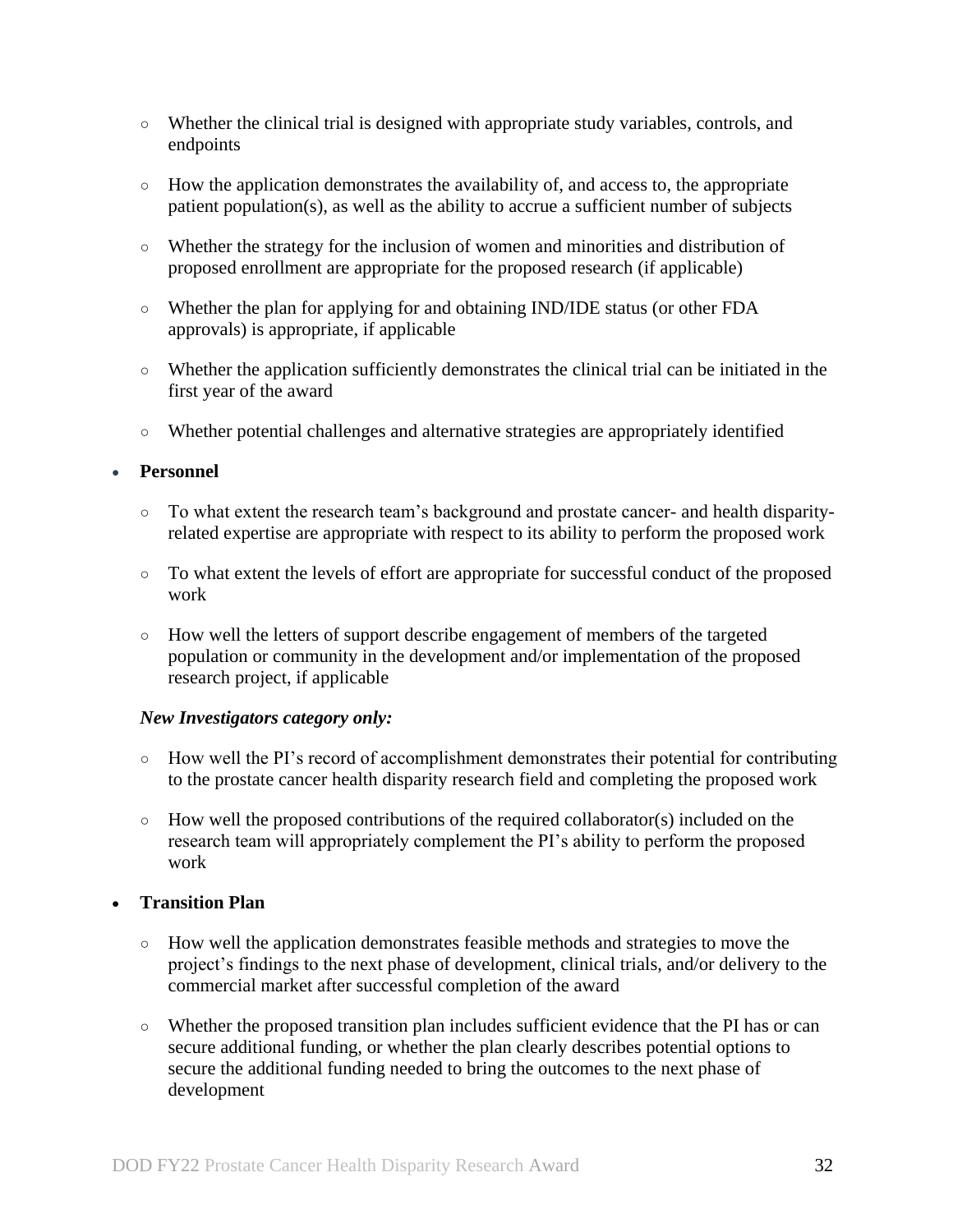- Whether the clinical trial is designed with appropriate study variables, controls, and endpoints
  - How the application demonstrates the availability of, and access to, the appropriate patient population(s), as well as the ability to accrue a sufficient number of subjects
  - Whether the strategy for the inclusion of women and minorities and distribution of proposed enrollment are appropriate for the proposed research (if applicable)
  - Whether the plan for applying for and obtaining IND/IDE status (or other FDA approvals) is appropriate, if applicable
  - Whether the application sufficiently demonstrates the clinical trial can be initiated in the first year of the award
  - Whether potential challenges and alternative strategies are appropriately identified

- **Personnel**
  - To what extent the research team's background and prostate cancer- and health disparity-related expertise are appropriate with respect to its ability to perform the proposed work
  - To what extent the levels of effort are appropriate for successful conduct of the proposed work
  - How well the letters of support describe engagement of members of the targeted population or community in the development and/or implementation of the proposed research project, if applicable

  ***New Investigators category only:***

  - How well the PI's record of accomplishment demonstrates their potential for contributing to the prostate cancer health disparity research field and completing the proposed work
  - How well the proposed contributions of the required collaborator(s) included on the research team will appropriately complement the PI's ability to perform the proposed work

- **Transition Plan**
  - How well the application demonstrates feasible methods and strategies to move the project's findings to the next phase of development, clinical trials, and/or delivery to the commercial market after successful completion of the award
  - Whether the proposed transition plan includes sufficient evidence that the PI has or can secure additional funding, or whether the plan clearly describes potential options to secure the additional funding needed to bring the outcomes to the next phase of development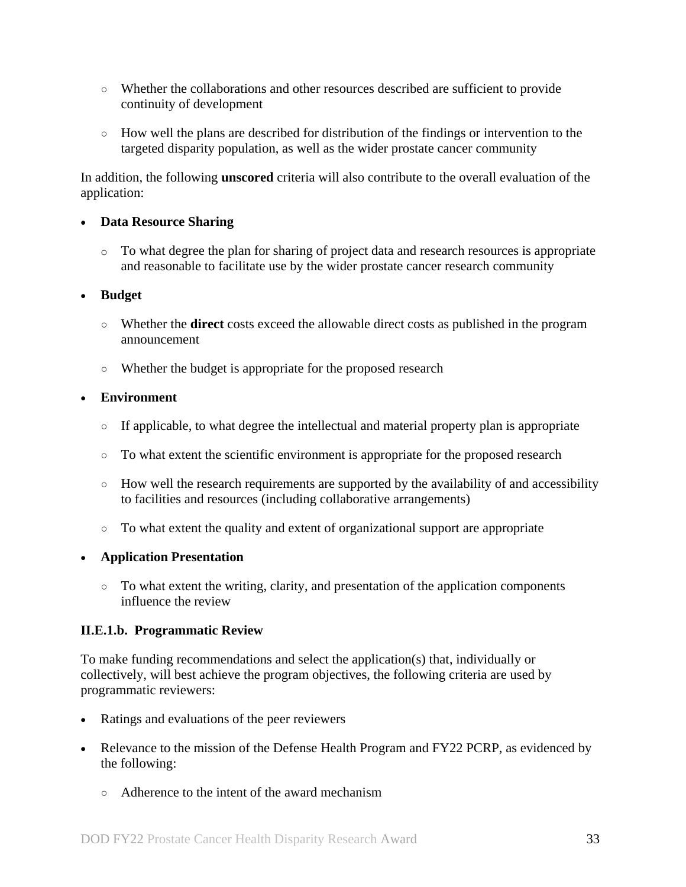- Whether the collaborations and other resources described are sufficient to provide continuity of development

- How well the plans are described for distribution of the findings or intervention to the targeted disparity population, as well as the wider prostate cancer community

In addition, the following **unscored** criteria will also contribute to the overall evaluation of the application:

- **Data Resource Sharing**
  - To what degree the plan for sharing of project data and research resources is appropriate and reasonable to facilitate use by the wider prostate cancer research community

- **Budget**
  - Whether the **direct** costs exceed the allowable direct costs as published in the program announcement
  - Whether the budget is appropriate for the proposed research

- **Environment**
  - If applicable, to what degree the intellectual and material property plan is appropriate
  - To what extent the scientific environment is appropriate for the proposed research
  - How well the research requirements are supported by the availability of and accessibility to facilities and resources (including collaborative arrangements)
  - To what extent the quality and extent of organizational support are appropriate

- **Application Presentation**
  - To what extent the writing, clarity, and presentation of the application components influence the review

#### II.E.1.b. Programmatic Review

To make funding recommendations and select the application(s) that, individually or collectively, will best achieve the program objectives, the following criteria are used by programmatic reviewers:

- Ratings and evaluations of the peer reviewers
- Relevance to the mission of the Defense Health Program and FY22 PCRP, as evidenced by the following:
  - Adherence to the intent of the award mechanism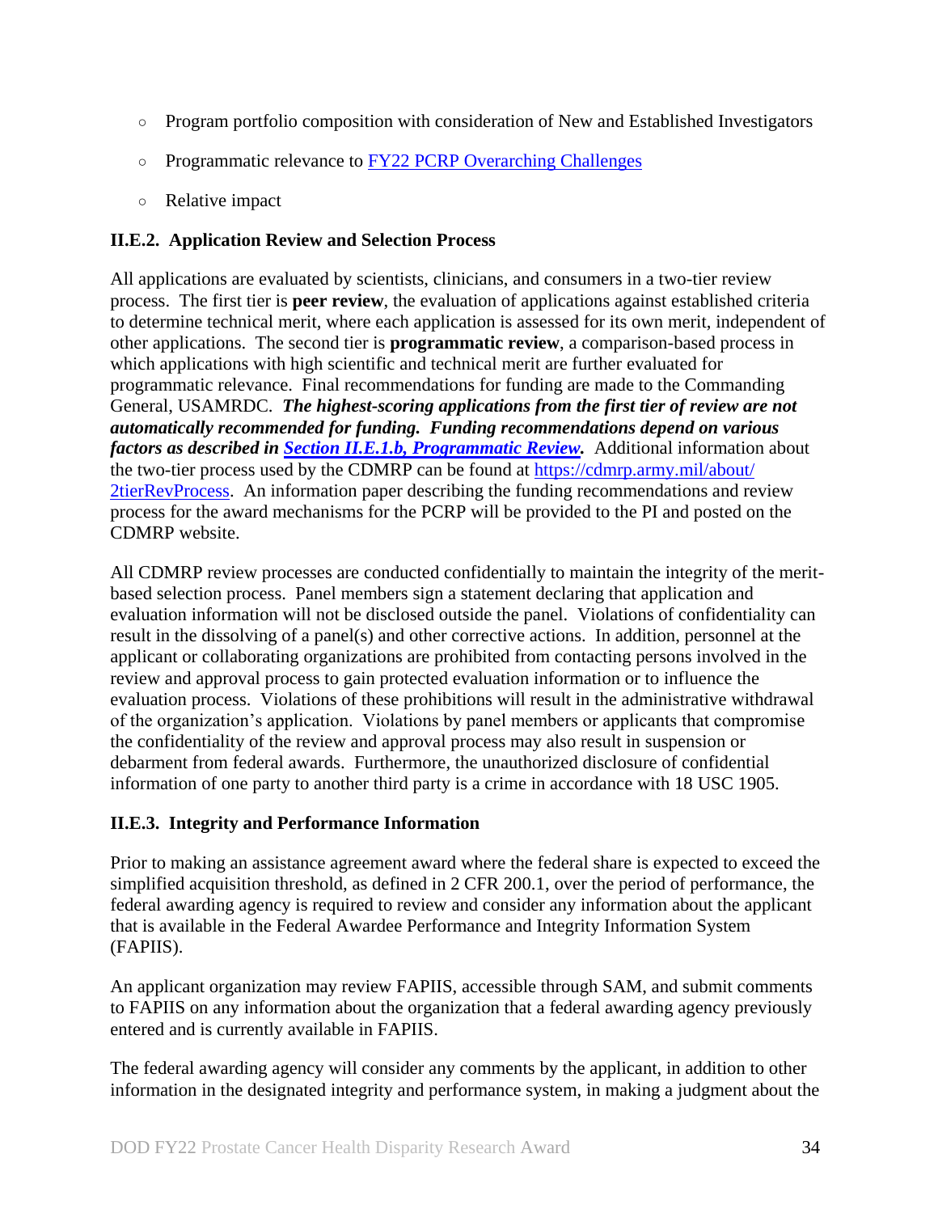- ○ Program portfolio composition with consideration of New and Established Investigators
- ○ Programmatic relevance to [FY22 PCRP Overarching Challenges](#)
- ○ Relative impact

### II.E.2. Application Review and Selection Process

All applications are evaluated by scientists, clinicians, and consumers in a two-tier review process. The first tier is **peer review**, the evaluation of applications against established criteria to determine technical merit, where each application is assessed for its own merit, independent of other applications. The second tier is **programmatic review**, a comparison-based process in which applications with high scientific and technical merit are further evaluated for programmatic relevance. Final recommendations for funding are made to the Commanding General, USAMRDC. ***The highest-scoring applications from the first tier of review are not automatically recommended for funding. Funding recommendations depend on various factors as described in [Section II.E.1.b, Programmatic Review](#).*** Additional information about the two-tier process used by the CDMRP can be found at [https://cdmrp.army.mil/about/2tierRevProcess](https://cdmrp.army.mil/about/2tierRevProcess). An information paper describing the funding recommendations and review process for the award mechanisms for the PCRP will be provided to the PI and posted on the CDMRP website.

All CDMRP review processes are conducted confidentially to maintain the integrity of the merit-based selection process. Panel members sign a statement declaring that application and evaluation information will not be disclosed outside the panel. Violations of confidentiality can result in the dissolving of a panel(s) and other corrective actions. In addition, personnel at the applicant or collaborating organizations are prohibited from contacting persons involved in the review and approval process to gain protected evaluation information or to influence the evaluation process. Violations of these prohibitions will result in the administrative withdrawal of the organization's application. Violations by panel members or applicants that compromise the confidentiality of the review and approval process may also result in suspension or debarment from federal awards. Furthermore, the unauthorized disclosure of confidential information of one party to another third party is a crime in accordance with 18 USC 1905.

### II.E.3. Integrity and Performance Information

Prior to making an assistance agreement award where the federal share is expected to exceed the simplified acquisition threshold, as defined in 2 CFR 200.1, over the period of performance, the federal awarding agency is required to review and consider any information about the applicant that is available in the Federal Awardee Performance and Integrity Information System (FAPIIS).

An applicant organization may review FAPIIS, accessible through SAM, and submit comments to FAPIIS on any information about the organization that a federal awarding agency previously entered and is currently available in FAPIIS.

The federal awarding agency will consider any comments by the applicant, in addition to other information in the designated integrity and performance system, in making a judgment about the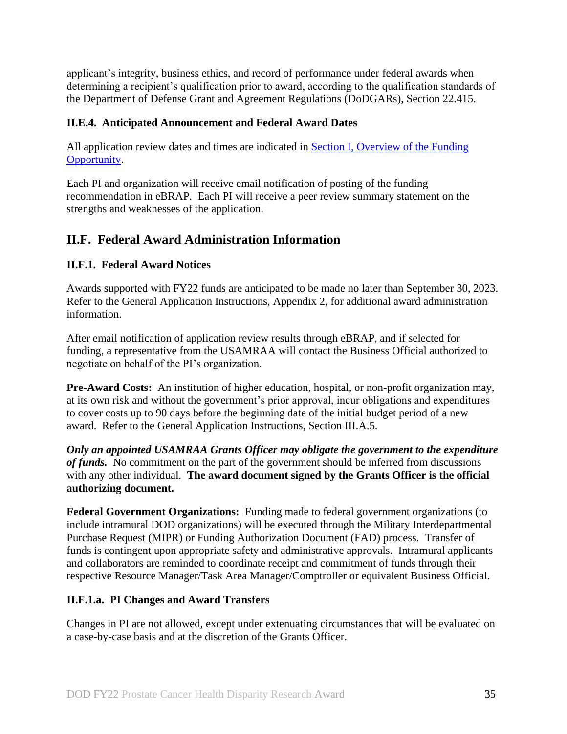applicant's integrity, business ethics, and record of performance under federal awards when determining a recipient's qualification prior to award, according to the qualification standards of the Department of Defense Grant and Agreement Regulations (DoDGARs), Section 22.415.

### II.E.4. Anticipated Announcement and Federal Award Dates

All application review dates and times are indicated in [Section I, Overview of the Funding Opportunity](#).

Each PI and organization will receive email notification of posting of the funding recommendation in eBRAP. Each PI will receive a peer review summary statement on the strengths and weaknesses of the application.

## II.F. Federal Award Administration Information

### II.F.1. Federal Award Notices

Awards supported with FY22 funds are anticipated to be made no later than September 30, 2023. Refer to the General Application Instructions, Appendix 2, for additional award administration information.

After email notification of application review results through eBRAP, and if selected for funding, a representative from the USAMRAA will contact the Business Official authorized to negotiate on behalf of the PI's organization.

**Pre-Award Costs:** An institution of higher education, hospital, or non-profit organization may, at its own risk and without the government's prior approval, incur obligations and expenditures to cover costs up to 90 days before the beginning date of the initial budget period of a new award. Refer to the General Application Instructions, Section III.A.5.

***Only an appointed USAMRAA Grants Officer may obligate the government to the expenditure of funds.*** No commitment on the part of the government should be inferred from discussions with any other individual. **The award document signed by the Grants Officer is the official authorizing document.**

**Federal Government Organizations:** Funding made to federal government organizations (to include intramural DOD organizations) will be executed through the Military Interdepartmental Purchase Request (MIPR) or Funding Authorization Document (FAD) process. Transfer of funds is contingent upon appropriate safety and administrative approvals. Intramural applicants and collaborators are reminded to coordinate receipt and commitment of funds through their respective Resource Manager/Task Area Manager/Comptroller or equivalent Business Official.

#### II.F.1.a. PI Changes and Award Transfers

Changes in PI are not allowed, except under extenuating circumstances that will be evaluated on a case-by-case basis and at the discretion of the Grants Officer.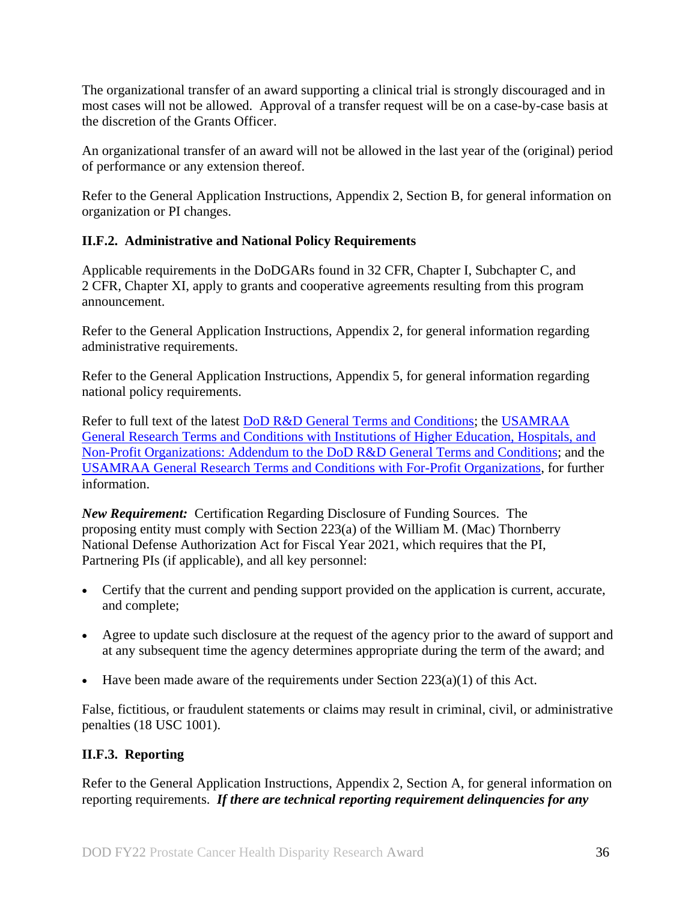The organizational transfer of an award supporting a clinical trial is strongly discouraged and in most cases will not be allowed. Approval of a transfer request will be on a case-by-case basis at the discretion of the Grants Officer.

An organizational transfer of an award will not be allowed in the last year of the (original) period of performance or any extension thereof.

Refer to the General Application Instructions, Appendix 2, Section B, for general information on organization or PI changes.

### II.F.2. Administrative and National Policy Requirements

Applicable requirements in the DoDGARs found in 32 CFR, Chapter I, Subchapter C, and 2 CFR, Chapter XI, apply to grants and cooperative agreements resulting from this program announcement.

Refer to the General Application Instructions, Appendix 2, for general information regarding administrative requirements.

Refer to the General Application Instructions, Appendix 5, for general information regarding national policy requirements.

Refer to full text of the latest [DoD R&D General Terms and Conditions](); the [USAMRAA General Research Terms and Conditions with Institutions of Higher Education, Hospitals, and Non-Profit Organizations: Addendum to the DoD R&D General Terms and Conditions](); and the [USAMRAA General Research Terms and Conditions with For-Profit Organizations](), for further information.

***New Requirement:*** Certification Regarding Disclosure of Funding Sources. The proposing entity must comply with Section 223(a) of the William M. (Mac) Thornberry National Defense Authorization Act for Fiscal Year 2021, which requires that the PI, Partnering PIs (if applicable), and all key personnel:

- Certify that the current and pending support provided on the application is current, accurate, and complete;
- Agree to update such disclosure at the request of the agency prior to the award of support and at any subsequent time the agency determines appropriate during the term of the award; and
- Have been made aware of the requirements under Section 223(a)(1) of this Act.

False, fictitious, or fraudulent statements or claims may result in criminal, civil, or administrative penalties (18 USC 1001).

### II.F.3. Reporting

Refer to the General Application Instructions, Appendix 2, Section A, for general information on reporting requirements. ***If there are technical reporting requirement delinquencies for any***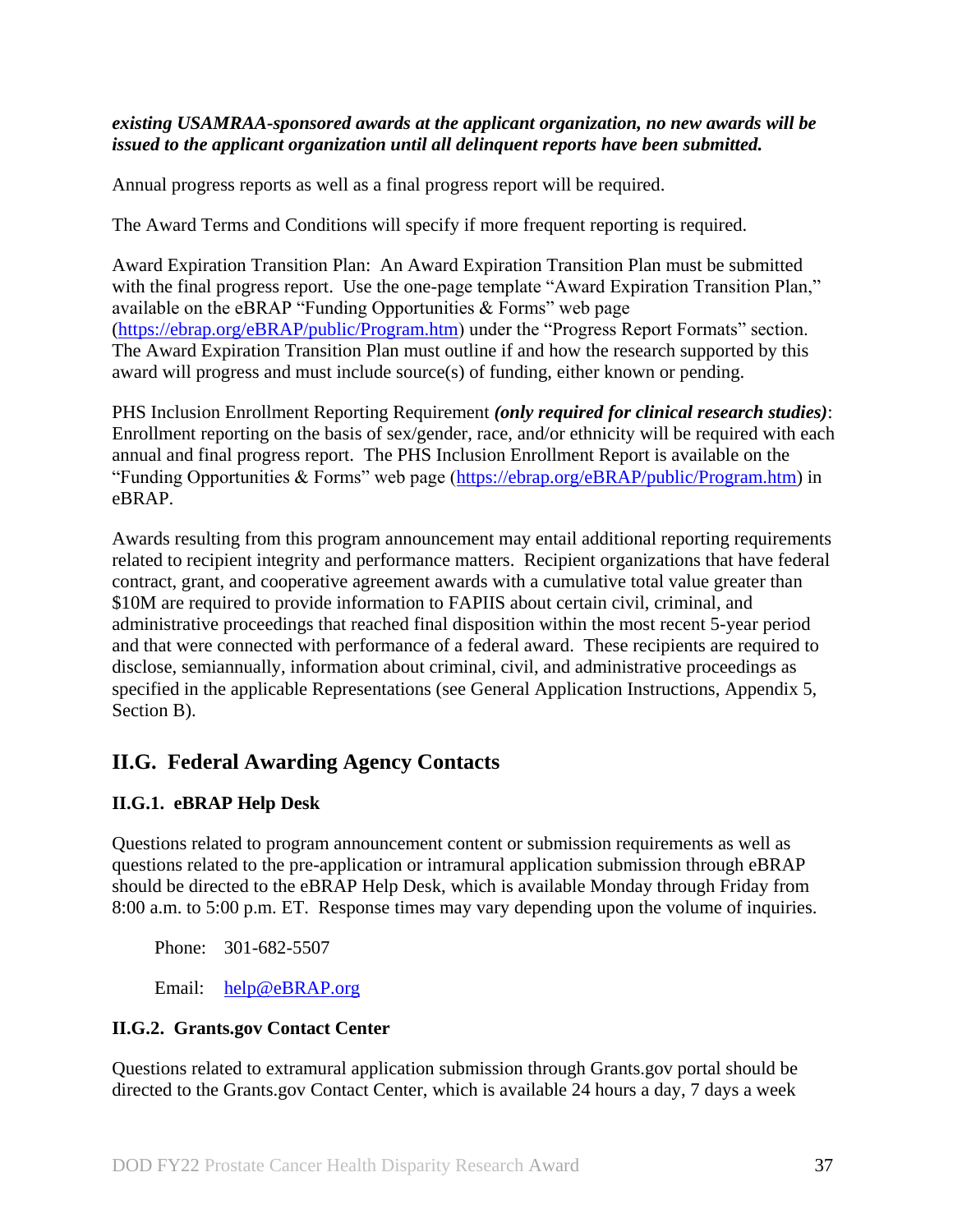***existing USAMRAA-sponsored awards at the applicant organization, no new awards will be issued to the applicant organization until all delinquent reports have been submitted.***

Annual progress reports as well as a final progress report will be required.

The Award Terms and Conditions will specify if more frequent reporting is required.

Award Expiration Transition Plan: An Award Expiration Transition Plan must be submitted with the final progress report. Use the one-page template "Award Expiration Transition Plan," available on the eBRAP "Funding Opportunities & Forms" web page (https://ebrap.org/eBRAP/public/Program.htm) under the "Progress Report Formats" section. The Award Expiration Transition Plan must outline if and how the research supported by this award will progress and must include source(s) of funding, either known or pending.

PHS Inclusion Enrollment Reporting Requirement ***(only required for clinical research studies)***: Enrollment reporting on the basis of sex/gender, race, and/or ethnicity will be required with each annual and final progress report. The PHS Inclusion Enrollment Report is available on the "Funding Opportunities & Forms" web page (https://ebrap.org/eBRAP/public/Program.htm) in eBRAP.

Awards resulting from this program announcement may entail additional reporting requirements related to recipient integrity and performance matters. Recipient organizations that have federal contract, grant, and cooperative agreement awards with a cumulative total value greater than $10M are required to provide information to FAPIIS about certain civil, criminal, and administrative proceedings that reached final disposition within the most recent 5-year period and that were connected with performance of a federal award. These recipients are required to disclose, semiannually, information about criminal, civil, and administrative proceedings as specified in the applicable Representations (see General Application Instructions, Appendix 5, Section B).

## II.G. Federal Awarding Agency Contacts

### II.G.1. eBRAP Help Desk

Questions related to program announcement content or submission requirements as well as questions related to the pre-application or intramural application submission through eBRAP should be directed to the eBRAP Help Desk, which is available Monday through Friday from 8:00 a.m. to 5:00 p.m. ET. Response times may vary depending upon the volume of inquiries.

Phone: 301-682-5507

Email: help@eBRAP.org

### II.G.2. Grants.gov Contact Center

Questions related to extramural application submission through Grants.gov portal should be directed to the Grants.gov Contact Center, which is available 24 hours a day, 7 days a week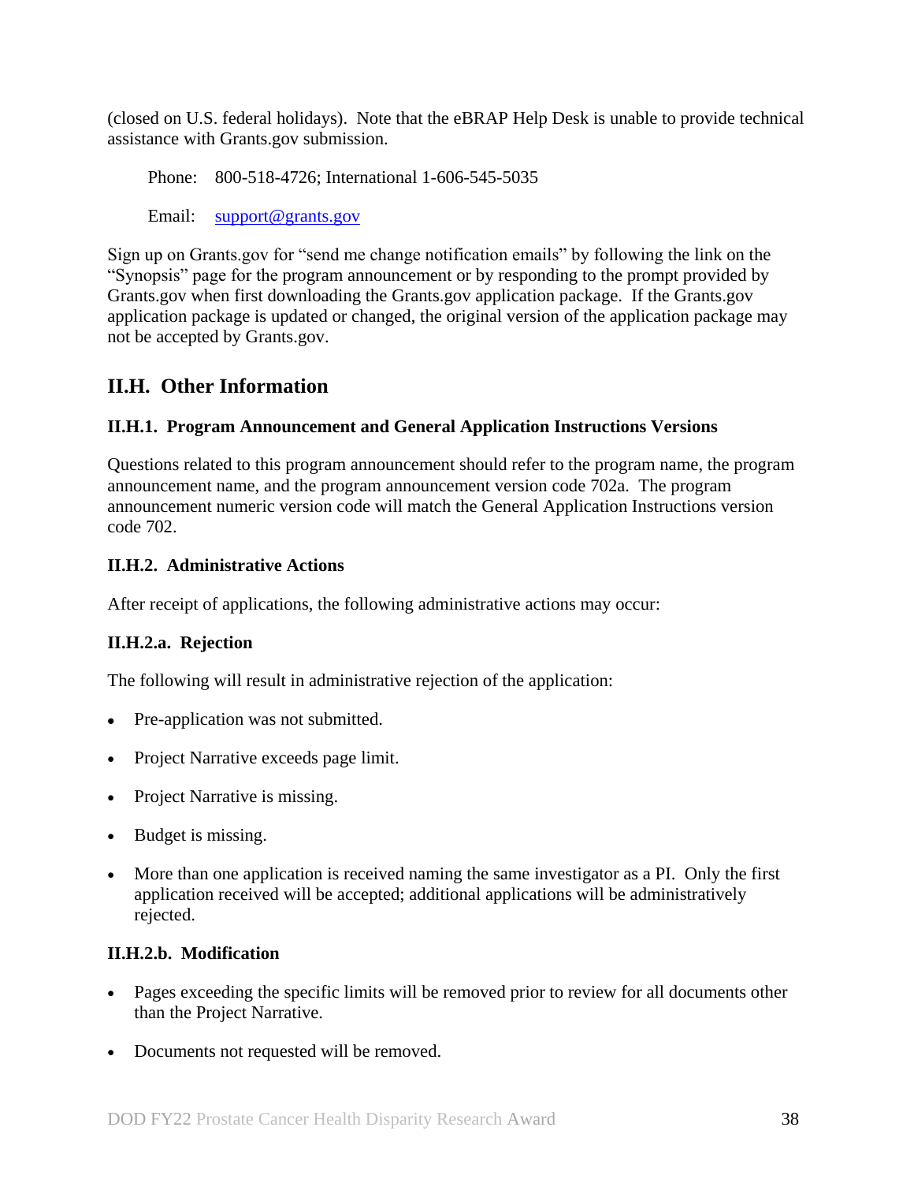(closed on U.S. federal holidays). Note that the eBRAP Help Desk is unable to provide technical assistance with Grants.gov submission.

Phone: 800-518-4726; International 1-606-545-5035

Email: support@grants.gov

Sign up on Grants.gov for "send me change notification emails" by following the link on the "Synopsis" page for the program announcement or by responding to the prompt provided by Grants.gov when first downloading the Grants.gov application package. If the Grants.gov application package is updated or changed, the original version of the application package may not be accepted by Grants.gov.

## II.H. Other Information

### II.H.1. Program Announcement and General Application Instructions Versions

Questions related to this program announcement should refer to the program name, the program announcement name, and the program announcement version code 702a. The program announcement numeric version code will match the General Application Instructions version code 702.

### II.H.2. Administrative Actions

After receipt of applications, the following administrative actions may occur:

#### II.H.2.a. Rejection

The following will result in administrative rejection of the application:

- Pre-application was not submitted.
- Project Narrative exceeds page limit.
- Project Narrative is missing.
- Budget is missing.
- More than one application is received naming the same investigator as a PI. Only the first application received will be accepted; additional applications will be administratively rejected.

#### II.H.2.b. Modification

- Pages exceeding the specific limits will be removed prior to review for all documents other than the Project Narrative.
- Documents not requested will be removed.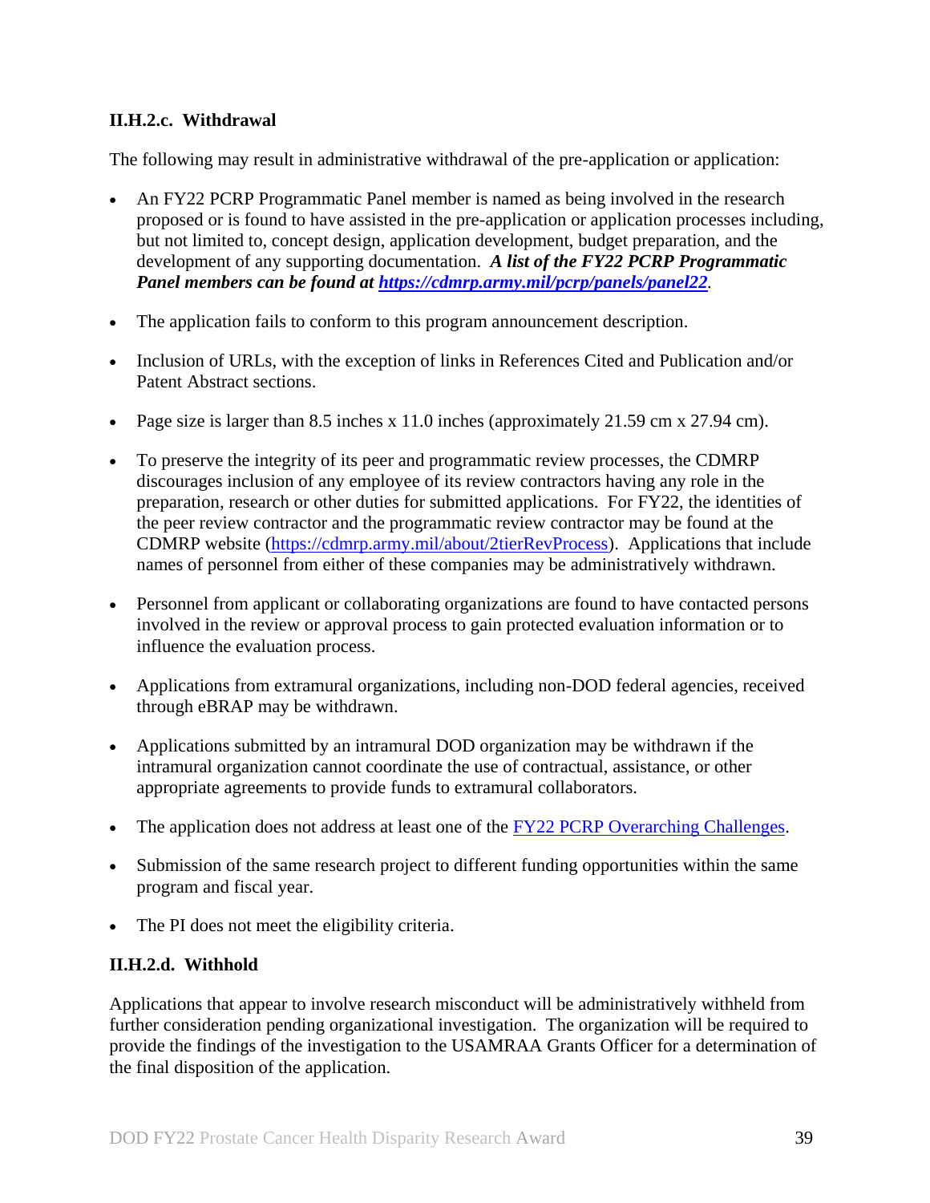#### II.H.2.c. Withdrawal

The following may result in administrative withdrawal of the pre-application or application:

- An FY22 PCRP Programmatic Panel member is named as being involved in the research proposed or is found to have assisted in the pre-application or application processes including, but not limited to, concept design, application development, budget preparation, and the development of any supporting documentation. ***A list of the FY22 PCRP Programmatic Panel members can be found at [https://cdmrp.army.mil/pcrp/panels/panel22](https://cdmrp.army.mil/pcrp/panels/panel22).***

- The application fails to conform to this program announcement description.

- Inclusion of URLs, with the exception of links in References Cited and Publication and/or Patent Abstract sections.

- Page size is larger than 8.5 inches x 11.0 inches (approximately 21.59 cm x 27.94 cm).

- To preserve the integrity of its peer and programmatic review processes, the CDMRP discourages inclusion of any employee of its review contractors having any role in the preparation, research or other duties for submitted applications. For FY22, the identities of the peer review contractor and the programmatic review contractor may be found at the CDMRP website ([https://cdmrp.army.mil/about/2tierRevProcess](https://cdmrp.army.mil/about/2tierRevProcess)). Applications that include names of personnel from either of these companies may be administratively withdrawn.

- Personnel from applicant or collaborating organizations are found to have contacted persons involved in the review or approval process to gain protected evaluation information or to influence the evaluation process.

- Applications from extramural organizations, including non-DOD federal agencies, received through eBRAP may be withdrawn.

- Applications submitted by an intramural DOD organization may be withdrawn if the intramural organization cannot coordinate the use of contractual, assistance, or other appropriate agreements to provide funds to extramural collaborators.

- The application does not address at least one of the FY22 PCRP Overarching Challenges.

- Submission of the same research project to different funding opportunities within the same program and fiscal year.

- The PI does not meet the eligibility criteria.

#### II.H.2.d. Withhold

Applications that appear to involve research misconduct will be administratively withheld from further consideration pending organizational investigation. The organization will be required to provide the findings of the investigation to the USAMRAA Grants Officer for a determination of the final disposition of the application.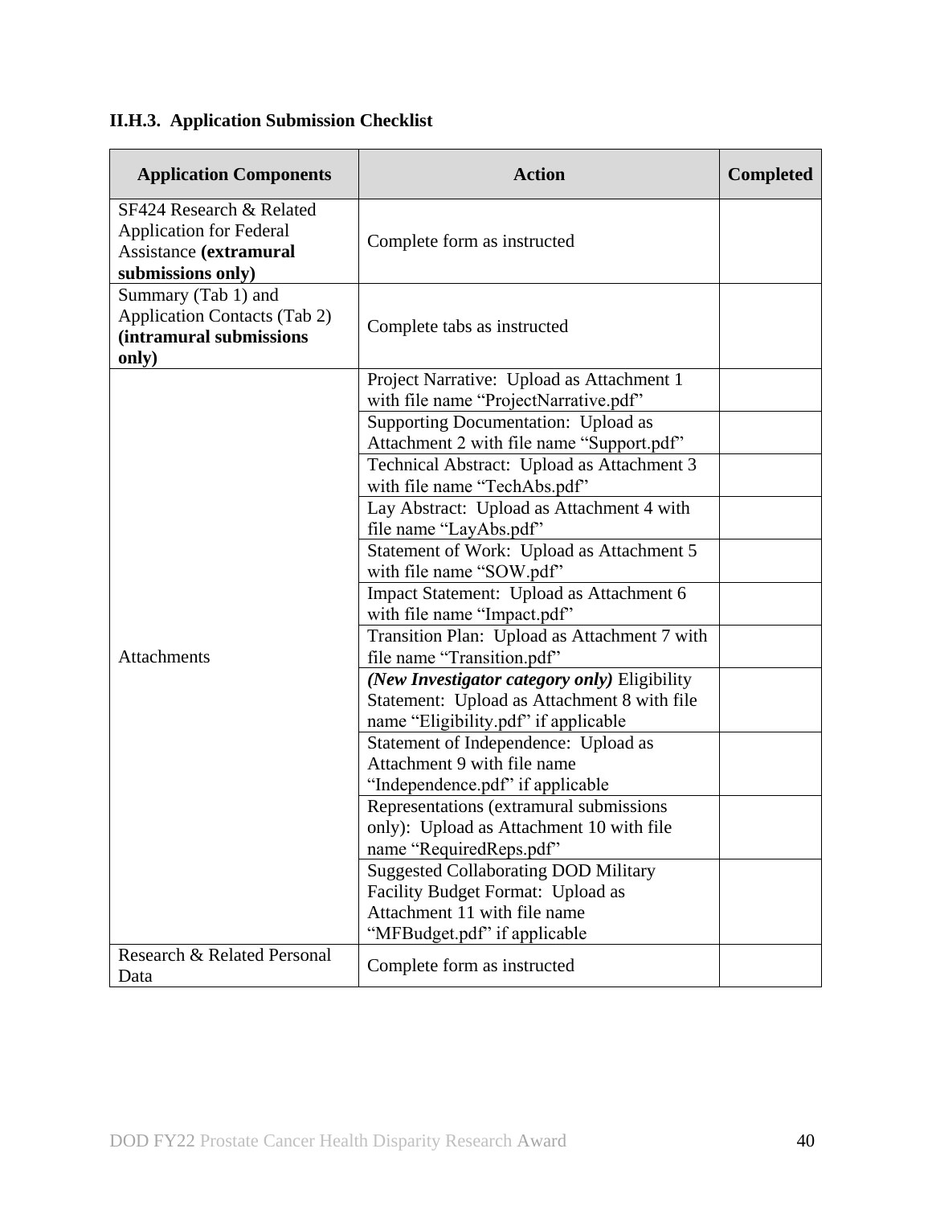### II.H.3. Application Submission Checklist

| Application Components | Action | Completed |
|---|---|---|
| SF424 Research & Related Application for Federal Assistance **(extramural submissions only)** | Complete form as instructed | |
| Summary (Tab 1) and Application Contacts (Tab 2) **(intramural submissions only)** | Complete tabs as instructed | |
| Attachments | Project Narrative: Upload as Attachment 1 with file name "ProjectNarrative.pdf" | |
| | Supporting Documentation: Upload as Attachment 2 with file name "Support.pdf" | |
| | Technical Abstract: Upload as Attachment 3 with file name "TechAbs.pdf" | |
| | Lay Abstract: Upload as Attachment 4 with file name "LayAbs.pdf" | |
| | Statement of Work: Upload as Attachment 5 with file name "SOW.pdf" | |
| | Impact Statement: Upload as Attachment 6 with file name "Impact.pdf" | |
| | Transition Plan: Upload as Attachment 7 with file name "Transition.pdf" | |
| | ***(New Investigator category only)*** Eligibility Statement: Upload as Attachment 8 with file name "Eligibility.pdf" if applicable | |
| | Statement of Independence: Upload as Attachment 9 with file name "Independence.pdf" if applicable | |
| | Representations (extramural submissions only): Upload as Attachment 10 with file name "RequiredReps.pdf" | |
| | Suggested Collaborating DOD Military Facility Budget Format: Upload as Attachment 11 with file name "MFBudget.pdf" if applicable | |
| Research & Related Personal Data | Complete form as instructed | |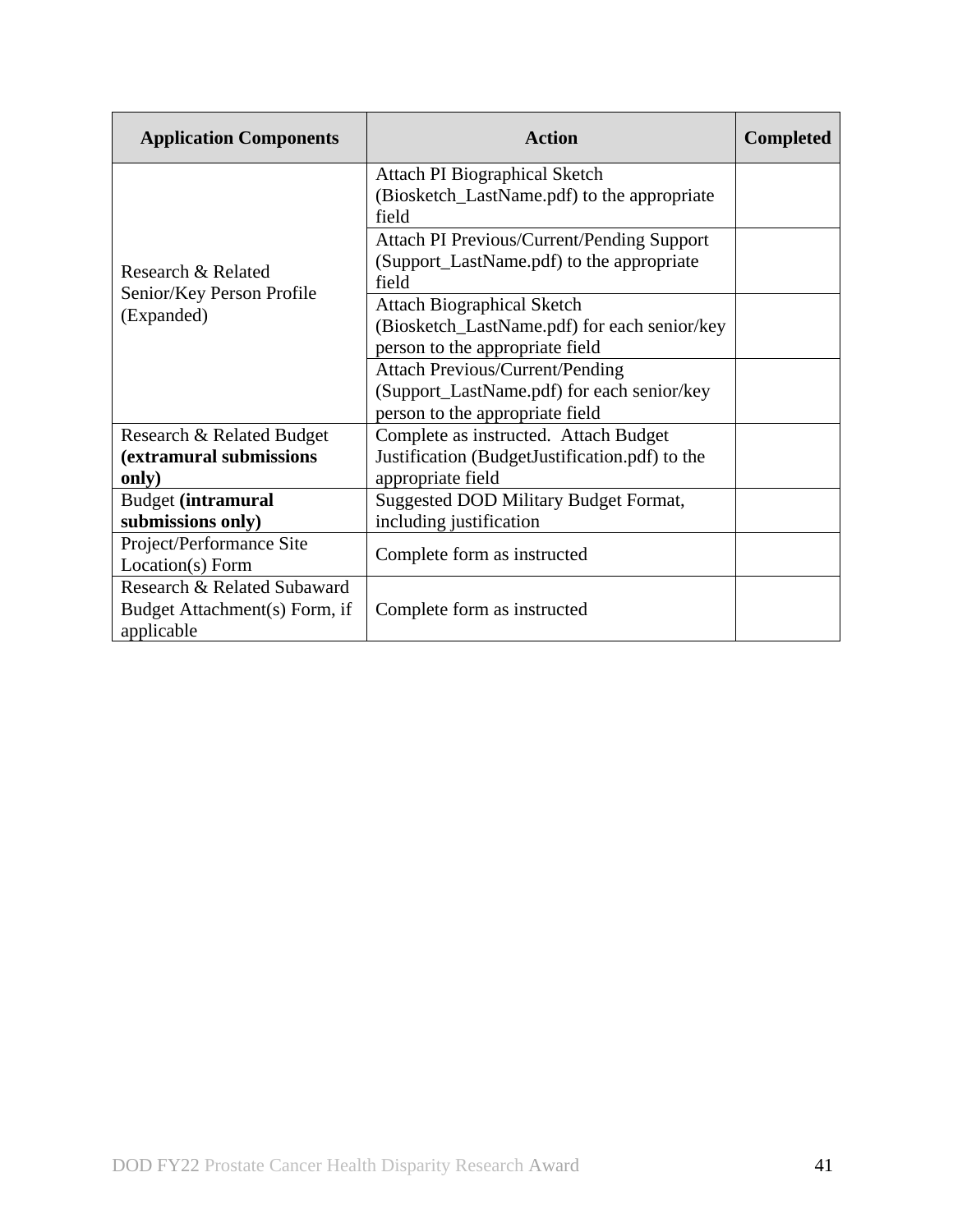| Application Components | Action | Completed |
|---|---|---|
| Research & Related Senior/Key Person Profile (Expanded) | Attach PI Biographical Sketch (Biosketch_LastName.pdf) to the appropriate field | |
| | Attach PI Previous/Current/Pending Support (Support_LastName.pdf) to the appropriate field | |
| | Attach Biographical Sketch (Biosketch_LastName.pdf) for each senior/key person to the appropriate field | |
| | Attach Previous/Current/Pending (Support_LastName.pdf) for each senior/key person to the appropriate field | |
| Research & Related Budget **(extramural submissions only)** | Complete as instructed. Attach Budget Justification (BudgetJustification.pdf) to the appropriate field | |
| Budget **(intramural submissions only)** | Suggested DOD Military Budget Format, including justification | |
| Project/Performance Site Location(s) Form | Complete form as instructed | |
| Research & Related Subaward Budget Attachment(s) Form, if applicable | Complete form as instructed | |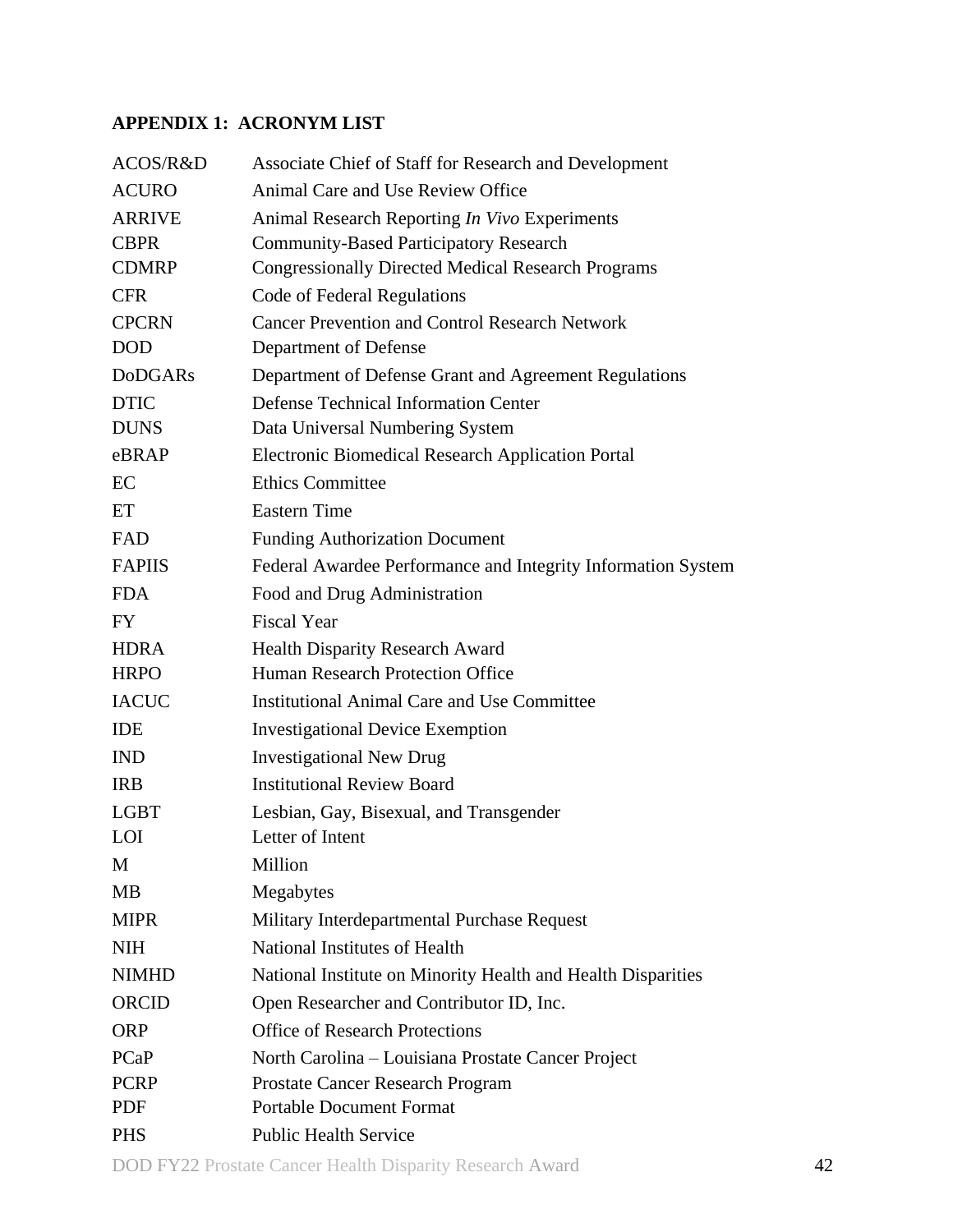## APPENDIX 1: ACRONYM LIST

| | |
|---|---|
| ACOS/R&D | Associate Chief of Staff for Research and Development |
| ACURO | Animal Care and Use Review Office |
| ARRIVE | Animal Research Reporting *In Vivo* Experiments |
| CBPR | Community-Based Participatory Research |
| CDMRP | Congressionally Directed Medical Research Programs |
| CFR | Code of Federal Regulations |
| CPCRN | Cancer Prevention and Control Research Network |
| DOD | Department of Defense |
| DoDGARs | Department of Defense Grant and Agreement Regulations |
| DTIC | Defense Technical Information Center |
| DUNS | Data Universal Numbering System |
| eBRAP | Electronic Biomedical Research Application Portal |
| EC | Ethics Committee |
| ET | Eastern Time |
| FAD | Funding Authorization Document |
| FAPIIS | Federal Awardee Performance and Integrity Information System |
| FDA | Food and Drug Administration |
| FY | Fiscal Year |
| HDRA | Health Disparity Research Award |
| HRPO | Human Research Protection Office |
| IACUC | Institutional Animal Care and Use Committee |
| IDE | Investigational Device Exemption |
| IND | Investigational New Drug |
| IRB | Institutional Review Board |
| LGBT | Lesbian, Gay, Bisexual, and Transgender |
| LOI | Letter of Intent |
| M | Million |
| MB | Megabytes |
| MIPR | Military Interdepartmental Purchase Request |
| NIH | National Institutes of Health |
| NIMHD | National Institute on Minority Health and Health Disparities |
| ORCID | Open Researcher and Contributor ID, Inc. |
| ORP | Office of Research Protections |
| PCaP | North Carolina – Louisiana Prostate Cancer Project |
| PCRP | Prostate Cancer Research Program |
| PDF | Portable Document Format |
| PHS | Public Health Service |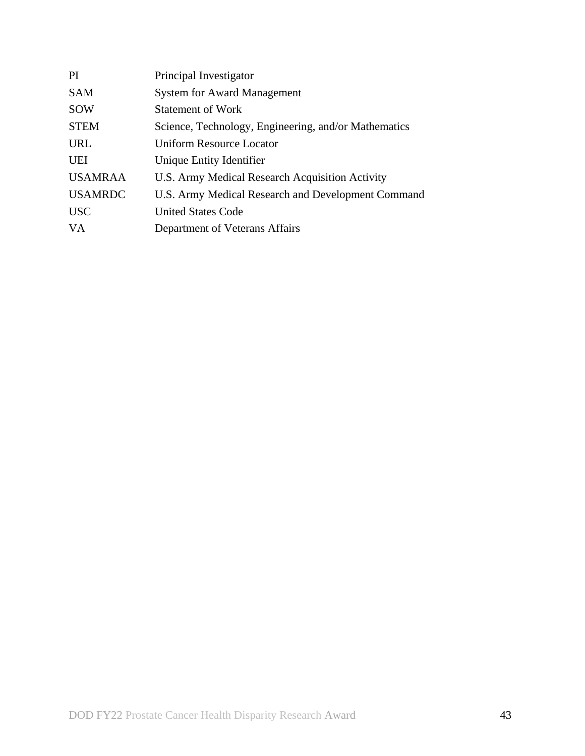| | |
|---|---|
| PI | Principal Investigator |
| SAM | System for Award Management |
| SOW | Statement of Work |
| STEM | Science, Technology, Engineering, and/or Mathematics |
| URL | Uniform Resource Locator |
| UEI | Unique Entity Identifier |
| USAMRAA | U.S. Army Medical Research Acquisition Activity |
| USAMRDC | U.S. Army Medical Research and Development Command |
| USC | United States Code |
| VA | Department of Veterans Affairs |